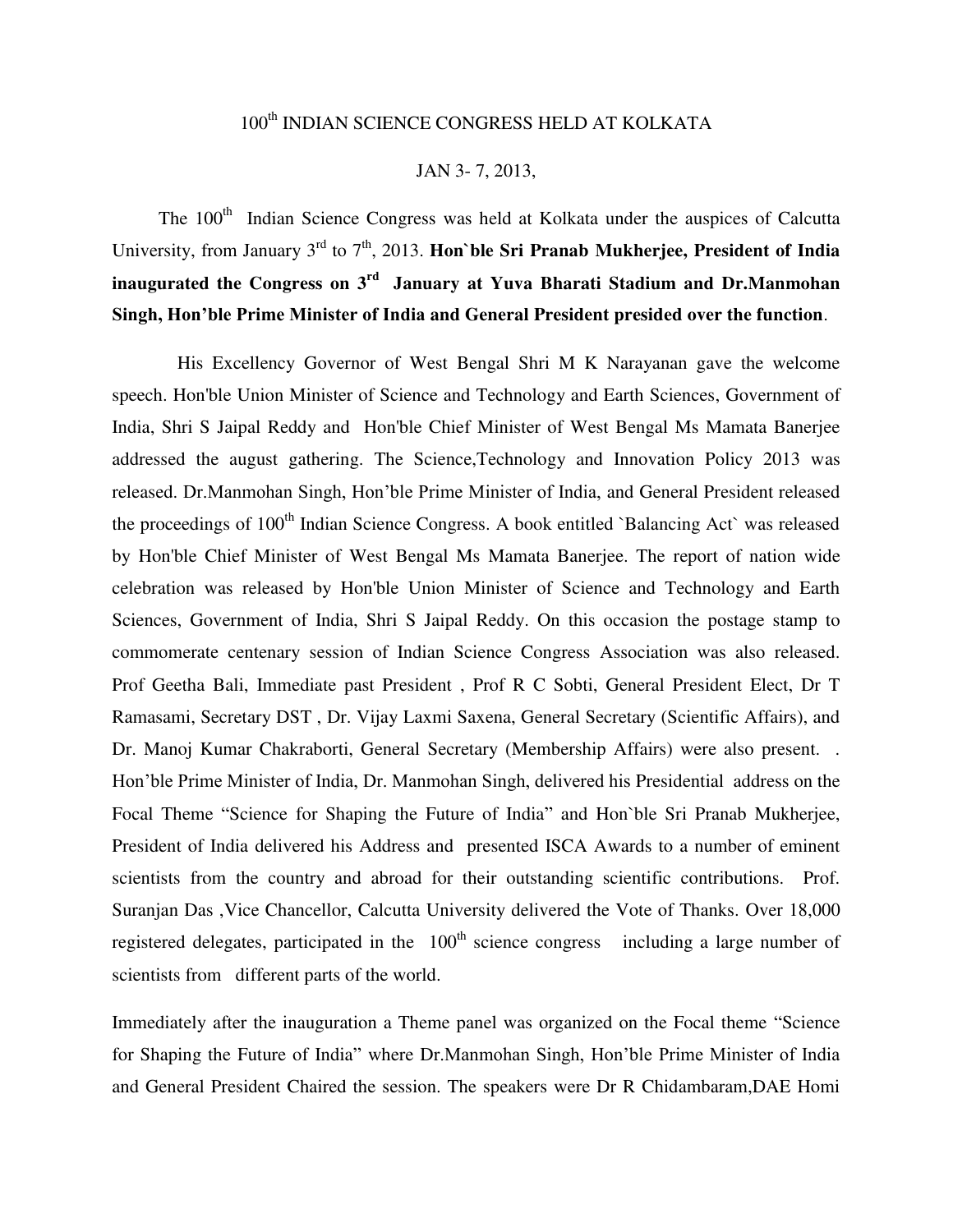# 100th INDIAN SCIENCE CONGRESS HELD AT KOLKATA

JAN 3- 7, 2013,

The 100th Indian Science Congress was held at Kolkata under the auspices of Calcutta University, from January 3rd to 7th, 2013. **Hon`ble Sri Pranab Mukherjee, President of India inaugurated the Congress on 3rd January at Yuva Bharati Stadium and Dr.Manmohan Singh, Hon'ble Prime Minister of India and General President presided over the function**.

His Excellency Governor of West Bengal Shri M K Narayanan gave the welcome speech. Hon'ble Union Minister of Science and Technology and Earth Sciences, Government of India, Shri S Jaipal Reddy and Hon'ble Chief Minister of West Bengal Ms Mamata Banerjee addressed the august gathering. The Science,Technology and Innovation Policy 2013 was released. Dr.Manmohan Singh, Hon'ble Prime Minister of India, and General President released the proceedings of 100th Indian Science Congress. A book entitled `Balancing Act` was released by Hon'ble Chief Minister of West Bengal Ms Mamata Banerjee. The report of nation wide celebration was released by Hon'ble Union Minister of Science and Technology and Earth Sciences, Government of India, Shri S Jaipal Reddy. On this occasion the postage stamp to commomerate centenary session of Indian Science Congress Association was also released. Prof Geetha Bali, Immediate past President , Prof R C Sobti, General President Elect, Dr T Ramasami, Secretary DST , Dr. Vijay Laxmi Saxena, General Secretary (Scientific Affairs), and Dr. Manoj Kumar Chakraborti, General Secretary (Membership Affairs) were also present. . Hon'ble Prime Minister of India, Dr. Manmohan Singh, delivered his Presidential address on the Focal Theme "Science for Shaping the Future of India" and Hon`ble Sri Pranab Mukherjee, President of India delivered his Address and presented ISCA Awards to a number of eminent scientists from the country and abroad for their outstanding scientific contributions. Prof. Suranjan Das ,Vice Chancellor, Calcutta University delivered the Vote of Thanks. Over 18,000 registered delegates, participated in the 100th science congress including a large number of scientists from different parts of the world.

Immediately after the inauguration a Theme panel was organized on the Focal theme "Science for Shaping the Future of India" where Dr.Manmohan Singh, Hon'ble Prime Minister of India and General President Chaired the session. The speakers were Dr R Chidambaram,DAE Homi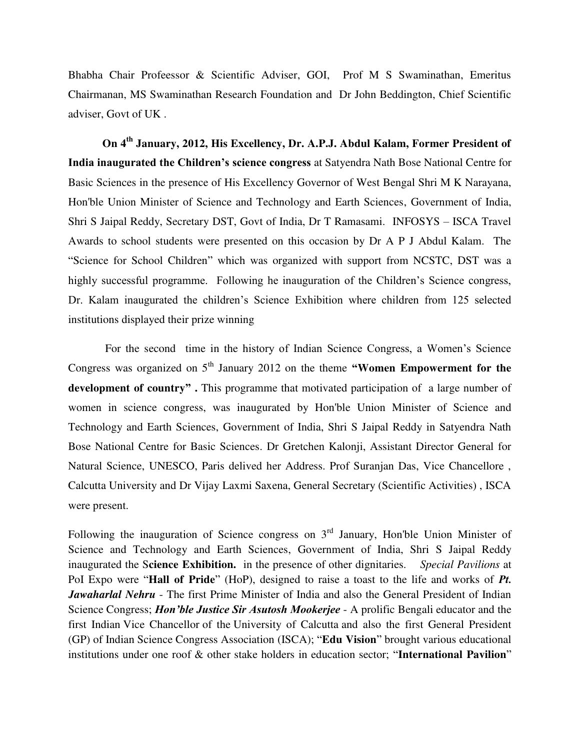Bhabha Chair Profeessor & Scientific Adviser, GOI, Prof M S Swaminathan, Emeritus Chairmanan, MS Swaminathan Research Foundation and Dr John Beddington, Chief Scientific adviser, Govt of UK .

**On 4th January, 2012, His Excellency, Dr. A.P.J. Abdul Kalam, Former President of India inaugurated the Children's science congress** at Satyendra Nath Bose National Centre for Basic Sciences in the presence of His Excellency Governor of West Bengal Shri M K Narayana, Hon'ble Union Minister of Science and Technology and Earth Sciences, Government of India, Shri S Jaipal Reddy, Secretary DST, Govt of India, Dr T Ramasami. INFOSYS – ISCA Travel Awards to school students were presented on this occasion by Dr A P J Abdul Kalam. The "Science for School Children" which was organized with support from NCSTC, DST was a highly successful programme. Following he inauguration of the Children's Science congress, Dr. Kalam inaugurated the children's Science Exhibition where children from 125 selected institutions displayed their prize winning

For the second time in the history of Indian Science Congress, a Women's Science Congress was organized on 5th January 2012 on the theme **"Women Empowerment for the development of country" .** This programme that motivated participation of a large number of women in science congress, was inaugurated by Hon'ble Union Minister of Science and Technology and Earth Sciences, Government of India, Shri S Jaipal Reddy in Satyendra Nath Bose National Centre for Basic Sciences. Dr Gretchen Kalonji, Assistant Director General for Natural Science, UNESCO, Paris delived her Address. Prof Suranjan Das, Vice Chancellore , Calcutta University and Dr Vijay Laxmi Saxena, General Secretary (Scientific Activities) , ISCA were present.

Following the inauguration of Science congress on 3rd January, Hon'ble Union Minister of Science and Technology and Earth Sciences, Government of India, Shri S Jaipal Reddy inaugurated the S**cience Exhibition.** in the presence of other dignitaries. *Special Pavilions* at PoI Expo were "**Hall of Pride**" (HoP), designed to raise a toast to the life and works of ***Pt. Jawaharlal Nehru*** - The first Prime Minister of India and also the General President of Indian Science Congress; ***Hon'ble Justice Sir Asutosh Mookerjee*** - A prolific Bengali educator and the first Indian Vice Chancellor of the University of Calcutta and also the first General President (GP) of Indian Science Congress Association (ISCA); "**Edu Vision**" brought various educational institutions under one roof & other stake holders in education sector; "**International Pavilion**"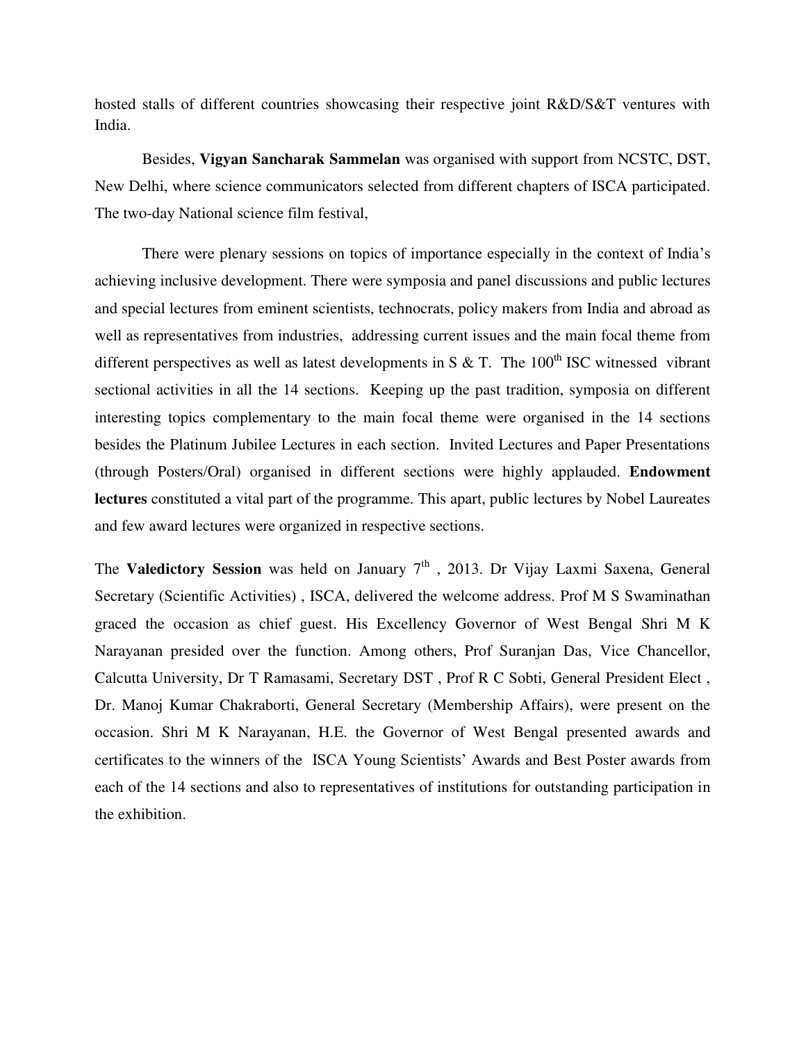hosted stalls of different countries showcasing their respective joint R&D/S&T ventures with India.

Besides, **Vigyan Sancharak Sammelan** was organised with support from NCSTC, DST, New Delhi, where science communicators selected from different chapters of ISCA participated. The two-day National science film festival,

There were plenary sessions on topics of importance especially in the context of India's achieving inclusive development. There were symposia and panel discussions and public lectures and special lectures from eminent scientists, technocrats, policy makers from India and abroad as well as representatives from industries, addressing current issues and the main focal theme from different perspectives as well as latest developments in S & T. The 100th ISC witnessed vibrant sectional activities in all the 14 sections. Keeping up the past tradition, symposia on different interesting topics complementary to the main focal theme were organised in the 14 sections besides the Platinum Jubilee Lectures in each section. Invited Lectures and Paper Presentations (through Posters/Oral) organised in different sections were highly applauded. **Endowment lectures** constituted a vital part of the programme. This apart, public lectures by Nobel Laureates and few award lectures were organized in respective sections.

The **Valedictory Session** was held on January 7th , 2013. Dr Vijay Laxmi Saxena, General Secretary (Scientific Activities) , ISCA, delivered the welcome address. Prof M S Swaminathan graced the occasion as chief guest. His Excellency Governor of West Bengal Shri M K Narayanan presided over the function. Among others, Prof Suranjan Das, Vice Chancellor, Calcutta University, Dr T Ramasami, Secretary DST , Prof R C Sobti, General President Elect , Dr. Manoj Kumar Chakraborti, General Secretary (Membership Affairs), were present on the occasion. Shri M K Narayanan, H.E. the Governor of West Bengal presented awards and certificates to the winners of the ISCA Young Scientists' Awards and Best Poster awards from each of the 14 sections and also to representatives of institutions for outstanding participation in the exhibition.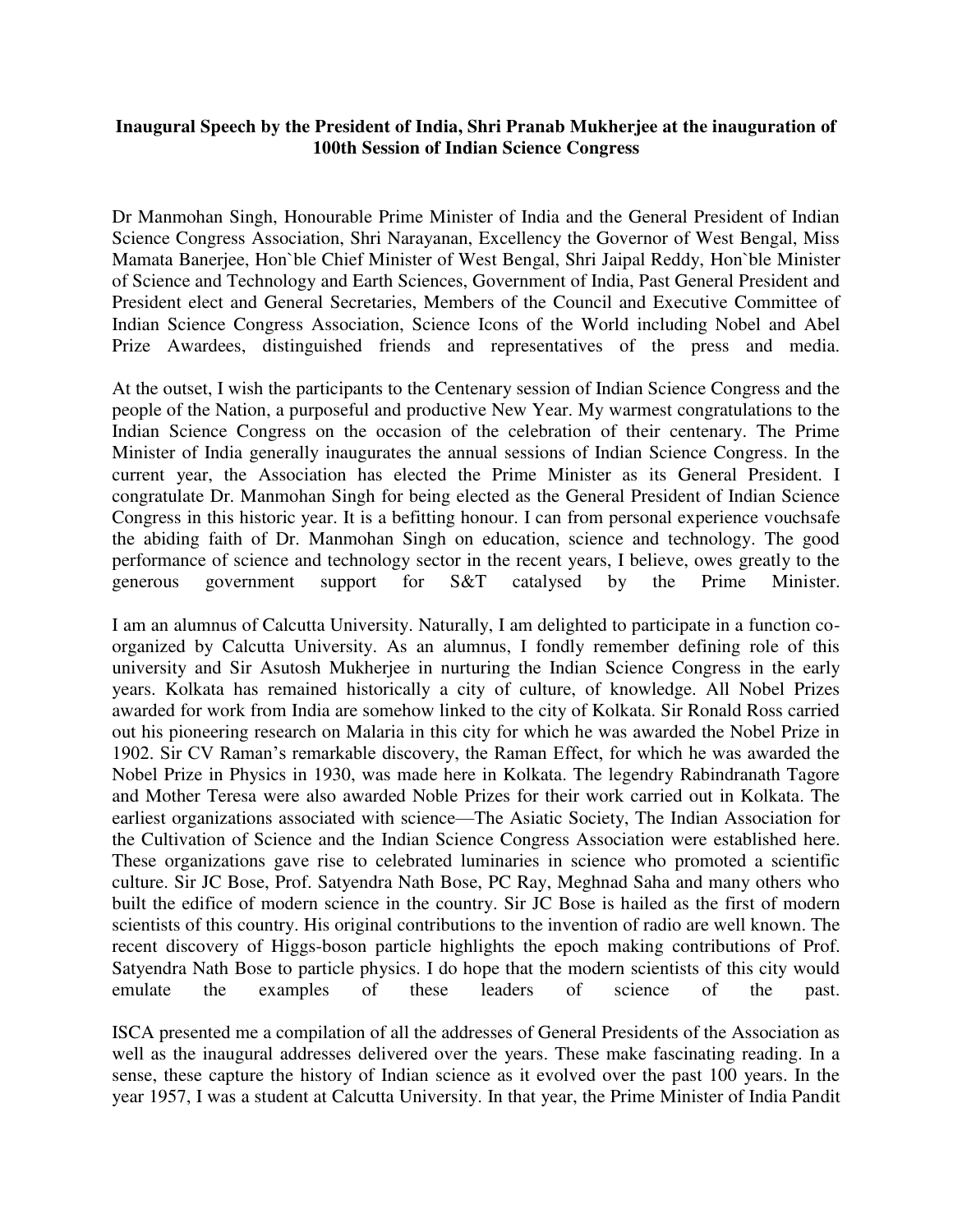**Inaugural Speech by the President of India, Shri Pranab Mukherjee at the inauguration of 100th Session of Indian Science Congress**

Dr Manmohan Singh, Honourable Prime Minister of India and the General President of Indian Science Congress Association, Shri Narayanan, Excellency the Governor of West Bengal, Miss Mamata Banerjee, Hon`ble Chief Minister of West Bengal, Shri Jaipal Reddy, Hon`ble Minister of Science and Technology and Earth Sciences, Government of India, Past General President and President elect and General Secretaries, Members of the Council and Executive Committee of Indian Science Congress Association, Science Icons of the World including Nobel and Abel Prize Awardees, distinguished friends and representatives of the press and media.

At the outset, I wish the participants to the Centenary session of Indian Science Congress and the people of the Nation, a purposeful and productive New Year. My warmest congratulations to the Indian Science Congress on the occasion of the celebration of their centenary. The Prime Minister of India generally inaugurates the annual sessions of Indian Science Congress. In the current year, the Association has elected the Prime Minister as its General President. I congratulate Dr. Manmohan Singh for being elected as the General President of Indian Science Congress in this historic year. It is a befitting honour. I can from personal experience vouchsafe the abiding faith of Dr. Manmohan Singh on education, science and technology. The good performance of science and technology sector in the recent years, I believe, owes greatly to the generous government support for S&T catalysed by the Prime Minister.

I am an alumnus of Calcutta University. Naturally, I am delighted to participate in a function co-organized by Calcutta University. As an alumnus, I fondly remember defining role of this university and Sir Asutosh Mukherjee in nurturing the Indian Science Congress in the early years. Kolkata has remained historically a city of culture, of knowledge. All Nobel Prizes awarded for work from India are somehow linked to the city of Kolkata. Sir Ronald Ross carried out his pioneering research on Malaria in this city for which he was awarded the Nobel Prize in 1902. Sir CV Raman's remarkable discovery, the Raman Effect, for which he was awarded the Nobel Prize in Physics in 1930, was made here in Kolkata. The legendry Rabindranath Tagore and Mother Teresa were also awarded Noble Prizes for their work carried out in Kolkata. The earliest organizations associated with science—The Asiatic Society, The Indian Association for the Cultivation of Science and the Indian Science Congress Association were established here. These organizations gave rise to celebrated luminaries in science who promoted a scientific culture. Sir JC Bose, Prof. Satyendra Nath Bose, PC Ray, Meghnad Saha and many others who built the edifice of modern science in the country. Sir JC Bose is hailed as the first of modern scientists of this country. His original contributions to the invention of radio are well known. The recent discovery of Higgs-boson particle highlights the epoch making contributions of Prof. Satyendra Nath Bose to particle physics. I do hope that the modern scientists of this city would emulate the examples of these leaders of science of the past.

ISCA presented me a compilation of all the addresses of General Presidents of the Association as well as the inaugural addresses delivered over the years. These make fascinating reading. In a sense, these capture the history of Indian science as it evolved over the past 100 years. In the year 1957, I was a student at Calcutta University. In that year, the Prime Minister of India Pandit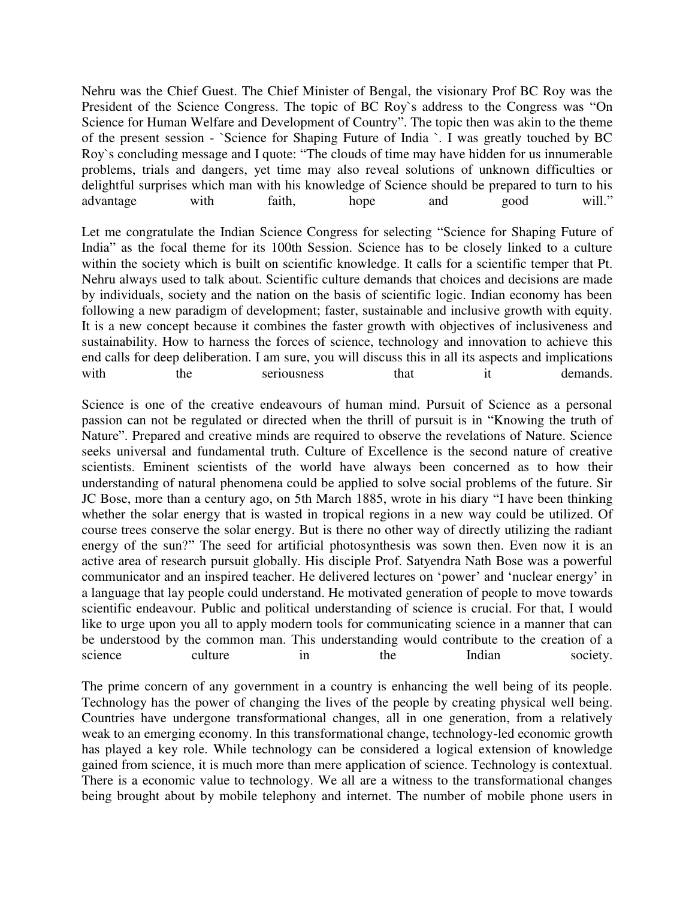Nehru was the Chief Guest. The Chief Minister of Bengal, the visionary Prof BC Roy was the President of the Science Congress. The topic of BC Roy`s address to the Congress was "On Science for Human Welfare and Development of Country". The topic then was akin to the theme of the present session - `Science for Shaping Future of India `. I was greatly touched by BC Roy`s concluding message and I quote: "The clouds of time may have hidden for us innumerable problems, trials and dangers, yet time may also reveal solutions of unknown difficulties or delightful surprises which man with his knowledge of Science should be prepared to turn to his advantage with faith, hope and good will."

Let me congratulate the Indian Science Congress for selecting "Science for Shaping Future of India" as the focal theme for its 100th Session. Science has to be closely linked to a culture within the society which is built on scientific knowledge. It calls for a scientific temper that Pt. Nehru always used to talk about. Scientific culture demands that choices and decisions are made by individuals, society and the nation on the basis of scientific logic. Indian economy has been following a new paradigm of development; faster, sustainable and inclusive growth with equity. It is a new concept because it combines the faster growth with objectives of inclusiveness and sustainability. How to harness the forces of science, technology and innovation to achieve this end calls for deep deliberation. I am sure, you will discuss this in all its aspects and implications with the seriousness that it demands.

Science is one of the creative endeavours of human mind. Pursuit of Science as a personal passion can not be regulated or directed when the thrill of pursuit is in "Knowing the truth of Nature". Prepared and creative minds are required to observe the revelations of Nature. Science seeks universal and fundamental truth. Culture of Excellence is the second nature of creative scientists. Eminent scientists of the world have always been concerned as to how their understanding of natural phenomena could be applied to solve social problems of the future. Sir JC Bose, more than a century ago, on 5th March 1885, wrote in his diary "I have been thinking whether the solar energy that is wasted in tropical regions in a new way could be utilized. Of course trees conserve the solar energy. But is there no other way of directly utilizing the radiant energy of the sun?" The seed for artificial photosynthesis was sown then. Even now it is an active area of research pursuit globally. His disciple Prof. Satyendra Nath Bose was a powerful communicator and an inspired teacher. He delivered lectures on 'power' and 'nuclear energy' in a language that lay people could understand. He motivated generation of people to move towards scientific endeavour. Public and political understanding of science is crucial. For that, I would like to urge upon you all to apply modern tools for communicating science in a manner that can be understood by the common man. This understanding would contribute to the creation of a science culture in the Indian society.

The prime concern of any government in a country is enhancing the well being of its people. Technology has the power of changing the lives of the people by creating physical well being. Countries have undergone transformational changes, all in one generation, from a relatively weak to an emerging economy. In this transformational change, technology-led economic growth has played a key role. While technology can be considered a logical extension of knowledge gained from science, it is much more than mere application of science. Technology is contextual. There is a economic value to technology. We all are a witness to the transformational changes being brought about by mobile telephony and internet. The number of mobile phone users in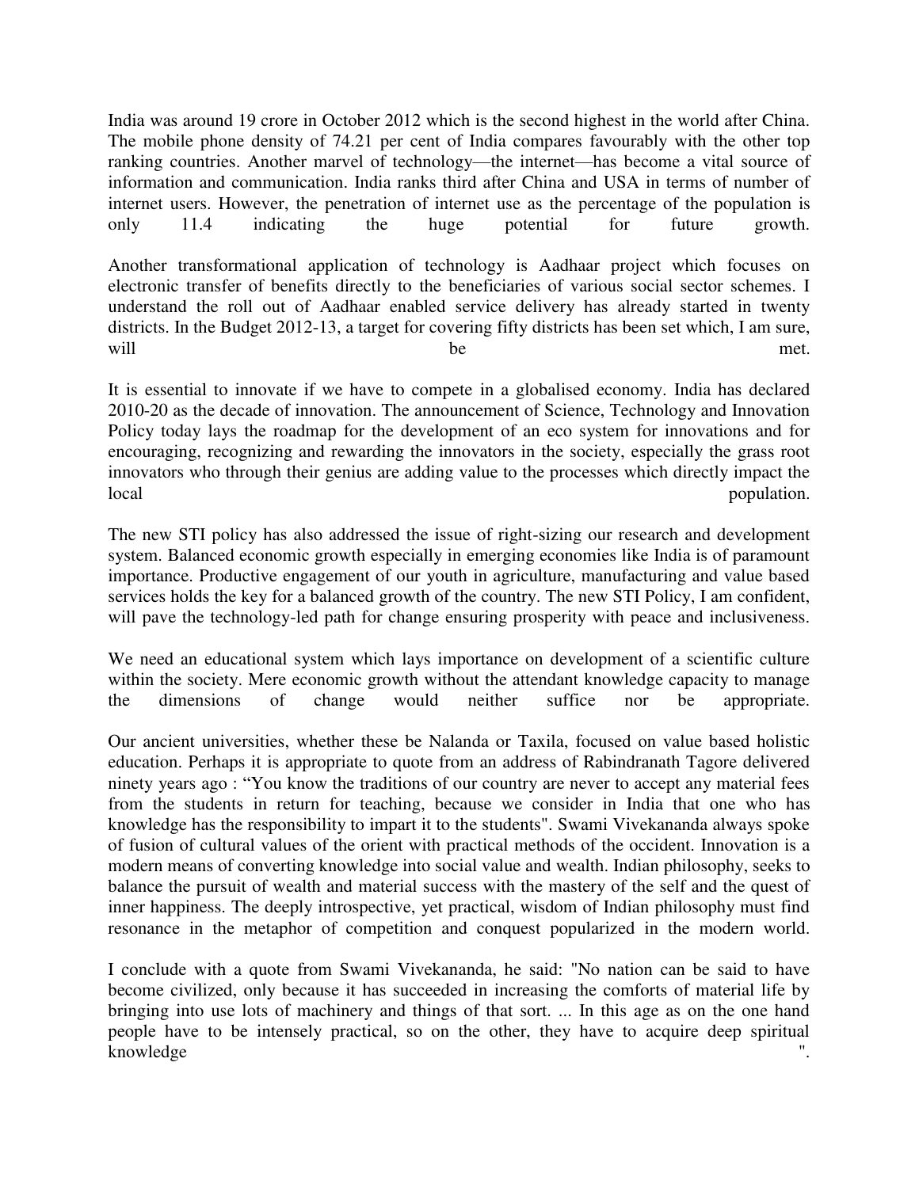India was around 19 crore in October 2012 which is the second highest in the world after China. The mobile phone density of 74.21 per cent of India compares favourably with the other top ranking countries. Another marvel of technology—the internet—has become a vital source of information and communication. India ranks third after China and USA in terms of number of internet users. However, the penetration of internet use as the percentage of the population is only 11.4 indicating the huge potential for future growth.

Another transformational application of technology is Aadhaar project which focuses on electronic transfer of benefits directly to the beneficiaries of various social sector schemes. I understand the roll out of Aadhaar enabled service delivery has already started in twenty districts. In the Budget 2012-13, a target for covering fifty districts has been set which, I am sure, will be met.

It is essential to innovate if we have to compete in a globalised economy. India has declared 2010-20 as the decade of innovation. The announcement of Science, Technology and Innovation Policy today lays the roadmap for the development of an eco system for innovations and for encouraging, recognizing and rewarding the innovators in the society, especially the grass root innovators who through their genius are adding value to the processes which directly impact the local population.

The new STI policy has also addressed the issue of right-sizing our research and development system. Balanced economic growth especially in emerging economies like India is of paramount importance. Productive engagement of our youth in agriculture, manufacturing and value based services holds the key for a balanced growth of the country. The new STI Policy, I am confident, will pave the technology-led path for change ensuring prosperity with peace and inclusiveness.

We need an educational system which lays importance on development of a scientific culture within the society. Mere economic growth without the attendant knowledge capacity to manage the dimensions of change would neither suffice nor be appropriate.

Our ancient universities, whether these be Nalanda or Taxila, focused on value based holistic education. Perhaps it is appropriate to quote from an address of Rabindranath Tagore delivered ninety years ago : “You know the traditions of our country are never to accept any material fees from the students in return for teaching, because we consider in India that one who has knowledge has the responsibility to impart it to the students". Swami Vivekananda always spoke of fusion of cultural values of the orient with practical methods of the occident. Innovation is a modern means of converting knowledge into social value and wealth. Indian philosophy, seeks to balance the pursuit of wealth and material success with the mastery of the self and the quest of inner happiness. The deeply introspective, yet practical, wisdom of Indian philosophy must find resonance in the metaphor of competition and conquest popularized in the modern world.

I conclude with a quote from Swami Vivekananda, he said: "No nation can be said to have become civilized, only because it has succeeded in increasing the comforts of material life by bringing into use lots of machinery and things of that sort. ... In this age as on the one hand people have to be intensely practical, so on the other, they have to acquire deep spiritual knowledge".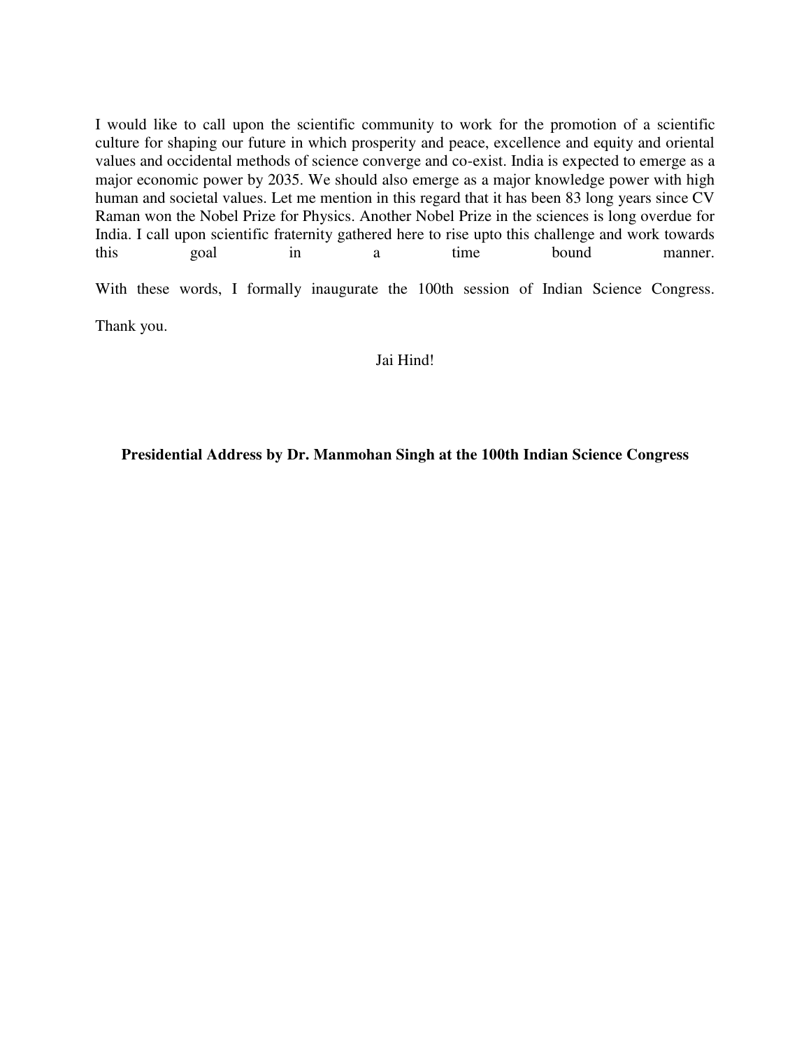I would like to call upon the scientific community to work for the promotion of a scientific culture for shaping our future in which prosperity and peace, excellence and equity and oriental values and occidental methods of science converge and co-exist. India is expected to emerge as a major economic power by 2035. We should also emerge as a major knowledge power with high human and societal values. Let me mention in this regard that it has been 83 long years since CV Raman won the Nobel Prize for Physics. Another Nobel Prize in the sciences is long overdue for India. I call upon scientific fraternity gathered here to rise upto this challenge and work towards this goal in a time bound manner.

With these words, I formally inaugurate the 100th session of Indian Science Congress.

Thank you.

Jai Hind!

**Presidential Address by Dr. Manmohan Singh at the 100th Indian Science Congress**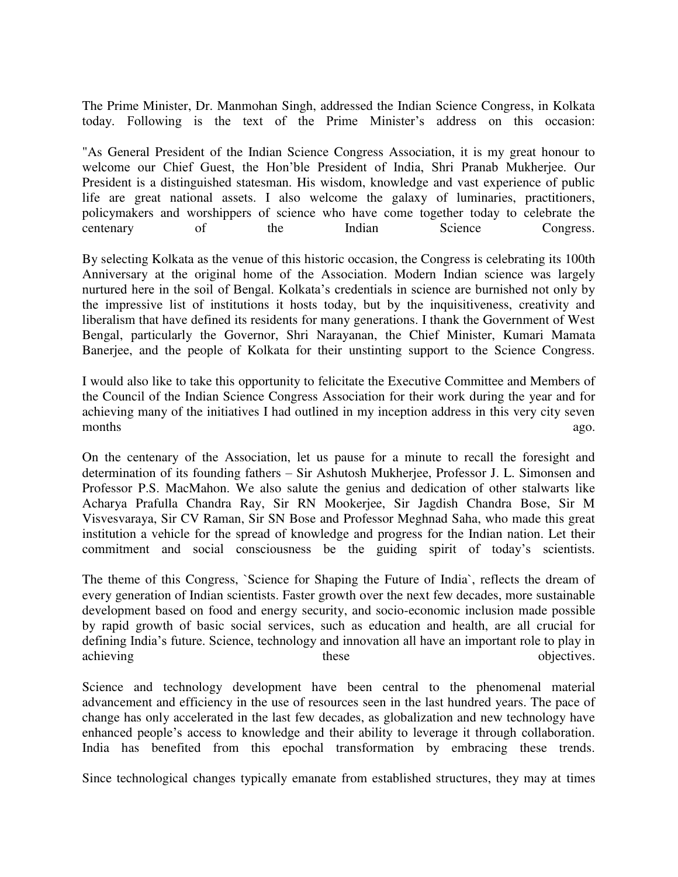The Prime Minister, Dr. Manmohan Singh, addressed the Indian Science Congress, in Kolkata today. Following is the text of the Prime Minister's address on this occasion:

"As General President of the Indian Science Congress Association, it is my great honour to welcome our Chief Guest, the Hon'ble President of India, Shri Pranab Mukherjee. Our President is a distinguished statesman. His wisdom, knowledge and vast experience of public life are great national assets. I also welcome the galaxy of luminaries, practitioners, policymakers and worshippers of science who have come together today to celebrate the centenary of the Indian Science Congress.

By selecting Kolkata as the venue of this historic occasion, the Congress is celebrating its 100th Anniversary at the original home of the Association. Modern Indian science was largely nurtured here in the soil of Bengal. Kolkata's credentials in science are burnished not only by the impressive list of institutions it hosts today, but by the inquisitiveness, creativity and liberalism that have defined its residents for many generations. I thank the Government of West Bengal, particularly the Governor, Shri Narayanan, the Chief Minister, Kumari Mamata Banerjee, and the people of Kolkata for their unstinting support to the Science Congress.

I would also like to take this opportunity to felicitate the Executive Committee and Members of the Council of the Indian Science Congress Association for their work during the year and for achieving many of the initiatives I had outlined in my inception address in this very city seven months ago.

On the centenary of the Association, let us pause for a minute to recall the foresight and determination of its founding fathers – Sir Ashutosh Mukherjee, Professor J. L. Simonsen and Professor P.S. MacMahon. We also salute the genius and dedication of other stalwarts like Acharya Prafulla Chandra Ray, Sir RN Mookerjee, Sir Jagdish Chandra Bose, Sir M Visvesvaraya, Sir CV Raman, Sir SN Bose and Professor Meghnad Saha, who made this great institution a vehicle for the spread of knowledge and progress for the Indian nation. Let their commitment and social consciousness be the guiding spirit of today's scientists.

The theme of this Congress, `Science for Shaping the Future of India`, reflects the dream of every generation of Indian scientists. Faster growth over the next few decades, more sustainable development based on food and energy security, and socio-economic inclusion made possible by rapid growth of basic social services, such as education and health, are all crucial for defining India's future. Science, technology and innovation all have an important role to play in achieving these objectives.

Science and technology development have been central to the phenomenal material advancement and efficiency in the use of resources seen in the last hundred years. The pace of change has only accelerated in the last few decades, as globalization and new technology have enhanced people's access to knowledge and their ability to leverage it through collaboration. India has benefited from this epochal transformation by embracing these trends.

Since technological changes typically emanate from established structures, they may at times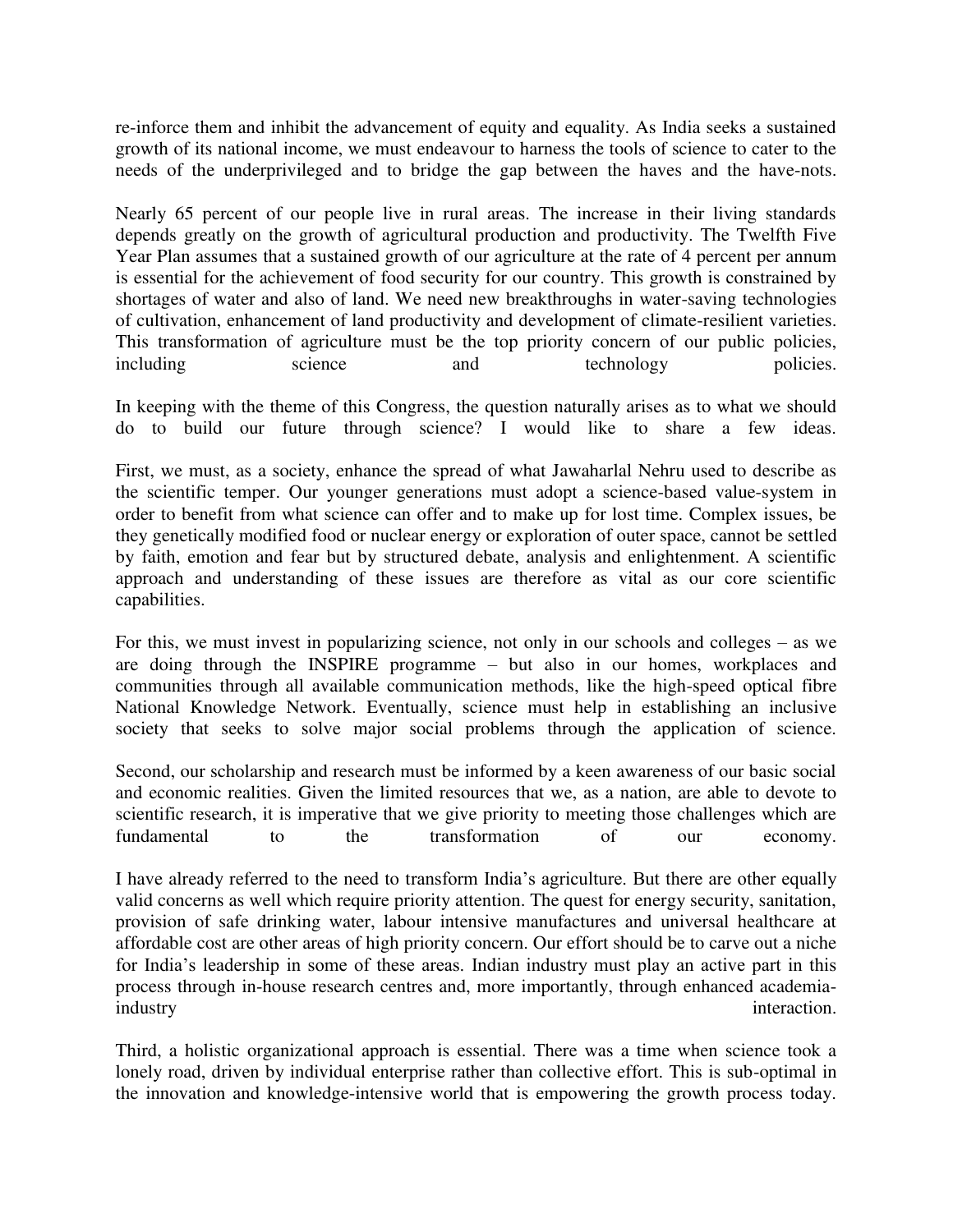re-inforce them and inhibit the advancement of equity and equality. As India seeks a sustained growth of its national income, we must endeavour to harness the tools of science to cater to the needs of the underprivileged and to bridge the gap between the haves and the have-nots.

Nearly 65 percent of our people live in rural areas. The increase in their living standards depends greatly on the growth of agricultural production and productivity. The Twelfth Five Year Plan assumes that a sustained growth of our agriculture at the rate of 4 percent per annum is essential for the achievement of food security for our country. This growth is constrained by shortages of water and also of land. We need new breakthroughs in water-saving technologies of cultivation, enhancement of land productivity and development of climate-resilient varieties. This transformation of agriculture must be the top priority concern of our public policies, including science and technology policies.

In keeping with the theme of this Congress, the question naturally arises as to what we should do to build our future through science? I would like to share a few ideas.

First, we must, as a society, enhance the spread of what Jawaharlal Nehru used to describe as the scientific temper. Our younger generations must adopt a science-based value-system in order to benefit from what science can offer and to make up for lost time. Complex issues, be they genetically modified food or nuclear energy or exploration of outer space, cannot be settled by faith, emotion and fear but by structured debate, analysis and enlightenment. A scientific approach and understanding of these issues are therefore as vital as our core scientific capabilities.

For this, we must invest in popularizing science, not only in our schools and colleges – as we are doing through the INSPIRE programme – but also in our homes, workplaces and communities through all available communication methods, like the high-speed optical fibre National Knowledge Network. Eventually, science must help in establishing an inclusive society that seeks to solve major social problems through the application of science.

Second, our scholarship and research must be informed by a keen awareness of our basic social and economic realities. Given the limited resources that we, as a nation, are able to devote to scientific research, it is imperative that we give priority to meeting those challenges which are fundamental to the transformation of our economy.

I have already referred to the need to transform India's agriculture. But there are other equally valid concerns as well which require priority attention. The quest for energy security, sanitation, provision of safe drinking water, labour intensive manufactures and universal healthcare at affordable cost are other areas of high priority concern. Our effort should be to carve out a niche for India's leadership in some of these areas. Indian industry must play an active part in this process through in-house research centres and, more importantly, through enhanced academia-industry interaction.

Third, a holistic organizational approach is essential. There was a time when science took a lonely road, driven by individual enterprise rather than collective effort. This is sub-optimal in the innovation and knowledge-intensive world that is empowering the growth process today.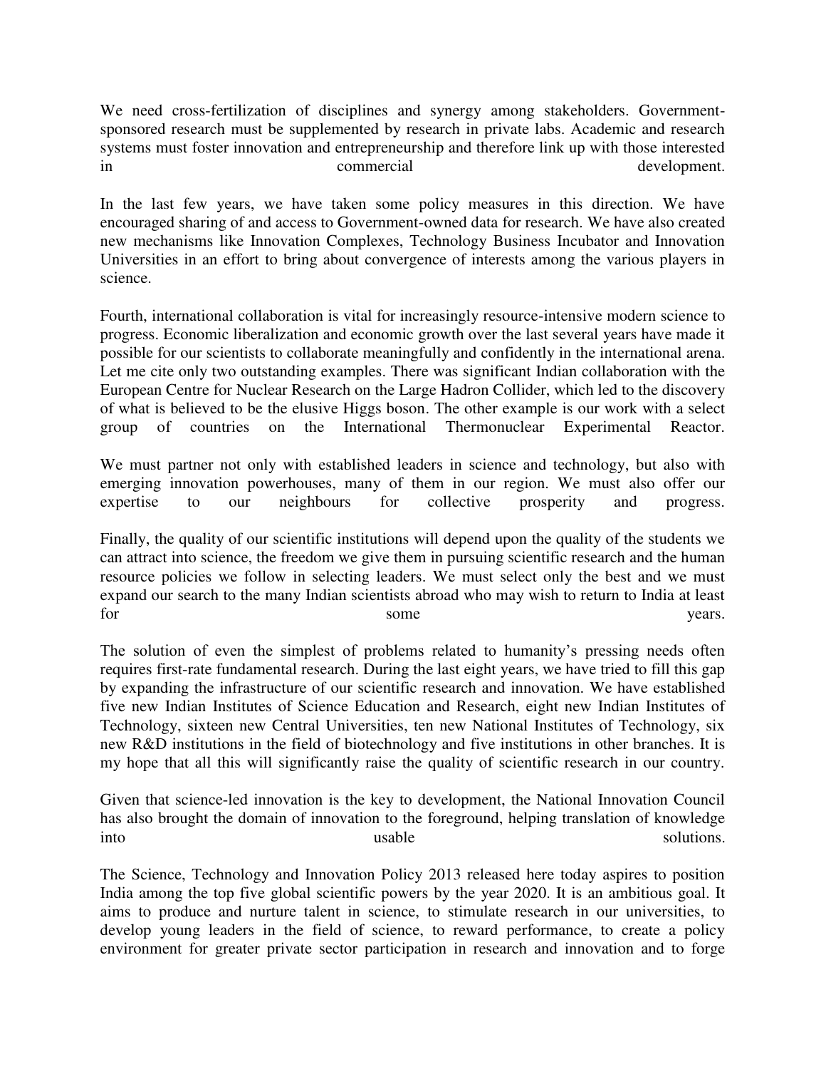We need cross-fertilization of disciplines and synergy among stakeholders. Government-sponsored research must be supplemented by research in private labs. Academic and research systems must foster innovation and entrepreneurship and therefore link up with those interested in commercial development.

In the last few years, we have taken some policy measures in this direction. We have encouraged sharing of and access to Government-owned data for research. We have also created new mechanisms like Innovation Complexes, Technology Business Incubator and Innovation Universities in an effort to bring about convergence of interests among the various players in science.

Fourth, international collaboration is vital for increasingly resource-intensive modern science to progress. Economic liberalization and economic growth over the last several years have made it possible for our scientists to collaborate meaningfully and confidently in the international arena. Let me cite only two outstanding examples. There was significant Indian collaboration with the European Centre for Nuclear Research on the Large Hadron Collider, which led to the discovery of what is believed to be the elusive Higgs boson. The other example is our work with a select group of countries on the International Thermonuclear Experimental Reactor.

We must partner not only with established leaders in science and technology, but also with emerging innovation powerhouses, many of them in our region. We must also offer our expertise to our neighbours for collective prosperity and progress.

Finally, the quality of our scientific institutions will depend upon the quality of the students we can attract into science, the freedom we give them in pursuing scientific research and the human resource policies we follow in selecting leaders. We must select only the best and we must expand our search to the many Indian scientists abroad who may wish to return to India at least for some years.

The solution of even the simplest of problems related to humanity's pressing needs often requires first-rate fundamental research. During the last eight years, we have tried to fill this gap by expanding the infrastructure of our scientific research and innovation. We have established five new Indian Institutes of Science Education and Research, eight new Indian Institutes of Technology, sixteen new Central Universities, ten new National Institutes of Technology, six new R&D institutions in the field of biotechnology and five institutions in other branches. It is my hope that all this will significantly raise the quality of scientific research in our country.

Given that science-led innovation is the key to development, the National Innovation Council has also brought the domain of innovation to the foreground, helping translation of knowledge into usable solutions.

The Science, Technology and Innovation Policy 2013 released here today aspires to position India among the top five global scientific powers by the year 2020. It is an ambitious goal. It aims to produce and nurture talent in science, to stimulate research in our universities, to develop young leaders in the field of science, to reward performance, to create a policy environment for greater private sector participation in research and innovation and to forge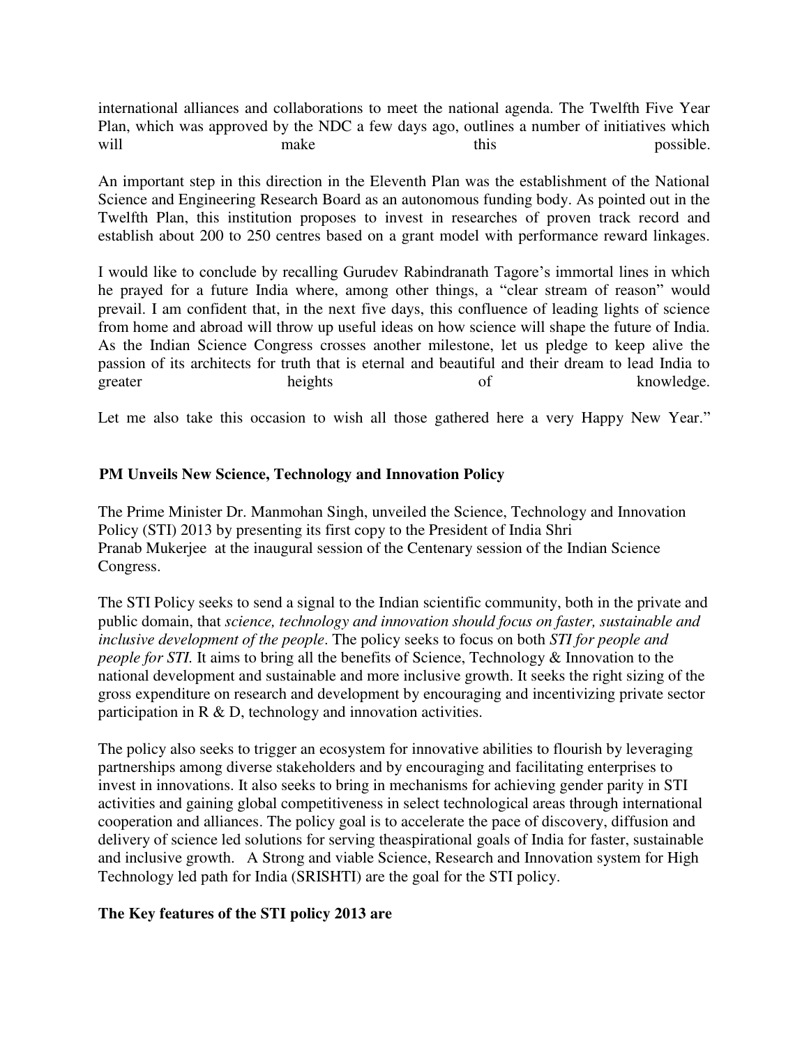international alliances and collaborations to meet the national agenda. The Twelfth Five Year Plan, which was approved by the NDC a few days ago, outlines a number of initiatives which will make this possible.

An important step in this direction in the Eleventh Plan was the establishment of the National Science and Engineering Research Board as an autonomous funding body. As pointed out in the Twelfth Plan, this institution proposes to invest in researches of proven track record and establish about 200 to 250 centres based on a grant model with performance reward linkages.

I would like to conclude by recalling Gurudev Rabindranath Tagore's immortal lines in which he prayed for a future India where, among other things, a "clear stream of reason" would prevail. I am confident that, in the next five days, this confluence of leading lights of science from home and abroad will throw up useful ideas on how science will shape the future of India. As the Indian Science Congress crosses another milestone, let us pledge to keep alive the passion of its architects for truth that is eternal and beautiful and their dream to lead India to greater heights of knowledge.

Let me also take this occasion to wish all those gathered here a very Happy New Year."

**PM Unveils New Science, Technology and Innovation Policy**

The Prime Minister Dr. Manmohan Singh, unveiled the Science, Technology and Innovation Policy (STI) 2013 by presenting its first copy to the President of India Shri Pranab Mukerjee at the inaugural session of the Centenary session of the Indian Science Congress.

The STI Policy seeks to send a signal to the Indian scientific community, both in the private and public domain, that *science, technology and innovation should focus on faster, sustainable and inclusive development of the people*. The policy seeks to focus on both *STI for people and people for STI.* It aims to bring all the benefits of Science, Technology & Innovation to the national development and sustainable and more inclusive growth. It seeks the right sizing of the gross expenditure on research and development by encouraging and incentivizing private sector participation in R & D, technology and innovation activities.

The policy also seeks to trigger an ecosystem for innovative abilities to flourish by leveraging partnerships among diverse stakeholders and by encouraging and facilitating enterprises to invest in innovations. It also seeks to bring in mechanisms for achieving gender parity in STI activities and gaining global competitiveness in select technological areas through international cooperation and alliances. The policy goal is to accelerate the pace of discovery, diffusion and delivery of science led solutions for serving theaspirational goals of India for faster, sustainable and inclusive growth. A Strong and viable Science, Research and Innovation system for High Technology led path for India (SRISHTI) are the goal for the STI policy.

**The Key features of the STI policy 2013 are**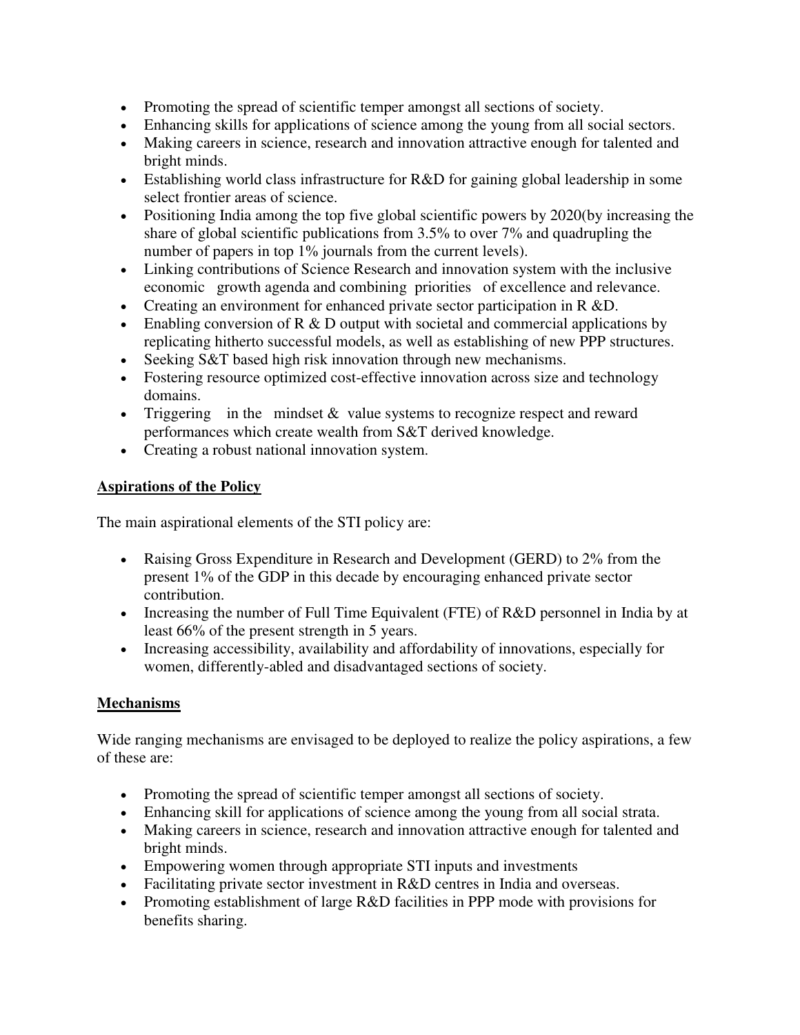- Promoting the spread of scientific temper amongst all sections of society.
- Enhancing skills for applications of science among the young from all social sectors.
- Making careers in science, research and innovation attractive enough for talented and bright minds.
- Establishing world class infrastructure for R&D for gaining global leadership in some select frontier areas of science.
- Positioning India among the top five global scientific powers by 2020(by increasing the share of global scientific publications from 3.5% to over 7% and quadrupling the number of papers in top 1% journals from the current levels).
- Linking contributions of Science Research and innovation system with the inclusive economic growth agenda and combining priorities of excellence and relevance.
- Creating an environment for enhanced private sector participation in R &D.
- Enabling conversion of R & D output with societal and commercial applications by replicating hitherto successful models, as well as establishing of new PPP structures.
- Seeking S&T based high risk innovation through new mechanisms.
- Fostering resource optimized cost-effective innovation across size and technology domains.
- Triggering in the mindset & value systems to recognize respect and reward performances which create wealth from S&T derived knowledge.
- Creating a robust national innovation system.

**Aspirations of the Policy**

The main aspirational elements of the STI policy are:

- Raising Gross Expenditure in Research and Development (GERD) to 2% from the present 1% of the GDP in this decade by encouraging enhanced private sector contribution.
- Increasing the number of Full Time Equivalent (FTE) of R&D personnel in India by at least 66% of the present strength in 5 years.
- Increasing accessibility, availability and affordability of innovations, especially for women, differently-abled and disadvantaged sections of society.

**Mechanisms**

Wide ranging mechanisms are envisaged to be deployed to realize the policy aspirations, a few of these are:

- Promoting the spread of scientific temper amongst all sections of society.
- Enhancing skill for applications of science among the young from all social strata.
- Making careers in science, research and innovation attractive enough for talented and bright minds.
- Empowering women through appropriate STI inputs and investments
- Facilitating private sector investment in R&D centres in India and overseas.
- Promoting establishment of large R&D facilities in PPP mode with provisions for benefits sharing.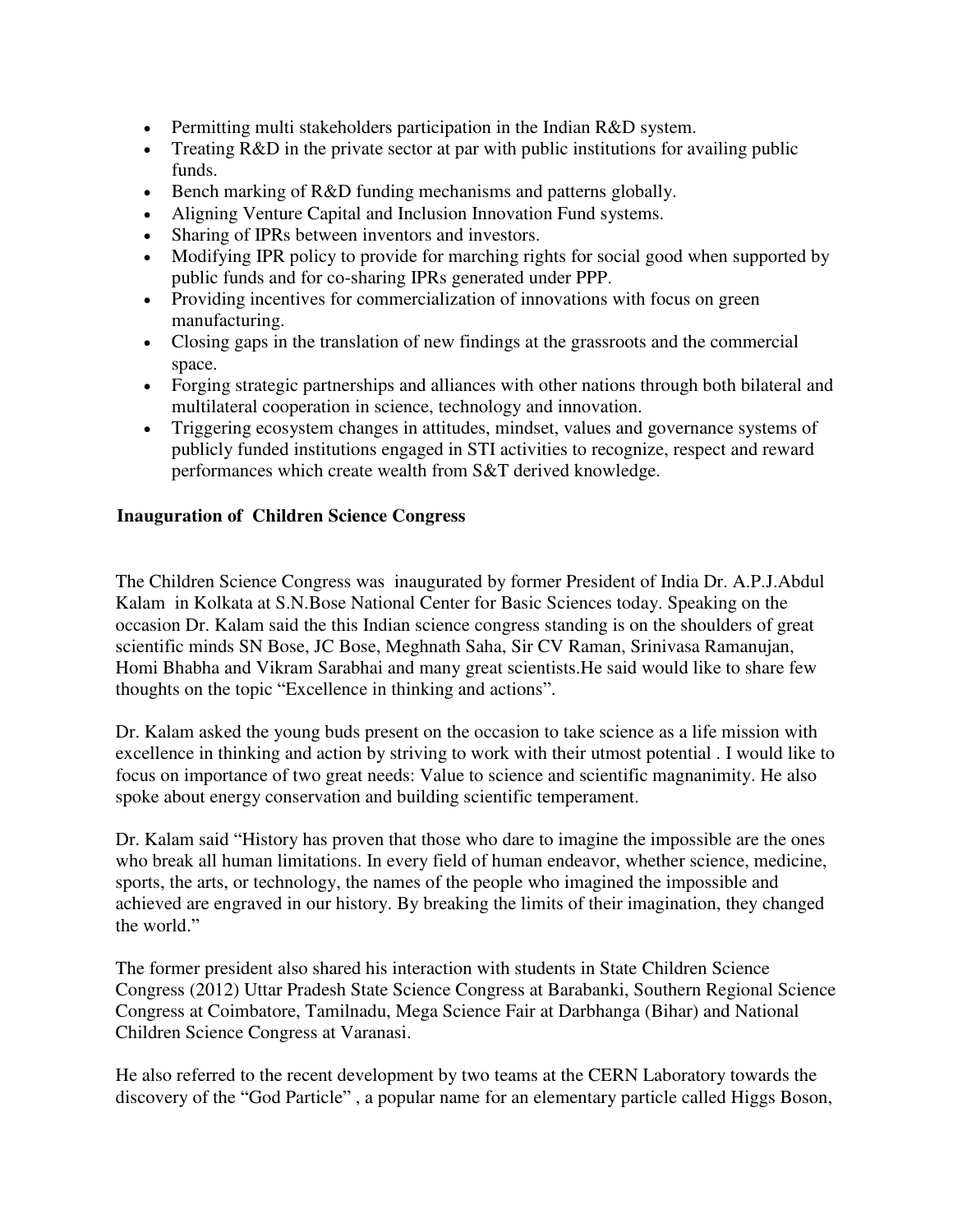- Permitting multi stakeholders participation in the Indian R&D system.
- Treating R&D in the private sector at par with public institutions for availing public funds.
- Bench marking of R&D funding mechanisms and patterns globally.
- Aligning Venture Capital and Inclusion Innovation Fund systems.
- Sharing of IPRs between inventors and investors.
- Modifying IPR policy to provide for marching rights for social good when supported by public funds and for co-sharing IPRs generated under PPP.
- Providing incentives for commercialization of innovations with focus on green manufacturing.
- Closing gaps in the translation of new findings at the grassroots and the commercial space.
- Forging strategic partnerships and alliances with other nations through both bilateral and multilateral cooperation in science, technology and innovation.
- Triggering ecosystem changes in attitudes, mindset, values and governance systems of publicly funded institutions engaged in STI activities to recognize, respect and reward performances which create wealth from S&T derived knowledge.

**Inauguration of Children Science Congress**

The Children Science Congress was inaugurated by former President of India Dr. A.P.J.Abdul Kalam in Kolkata at S.N.Bose National Center for Basic Sciences today. Speaking on the occasion Dr. Kalam said the this Indian science congress standing is on the shoulders of great scientific minds SN Bose, JC Bose, Meghnath Saha, Sir CV Raman, Srinivasa Ramanujan, Homi Bhabha and Vikram Sarabhai and many great scientists.He said would like to share few thoughts on the topic "Excellence in thinking and actions".

Dr. Kalam asked the young buds present on the occasion to take science as a life mission with excellence in thinking and action by striving to work with their utmost potential . I would like to focus on importance of two great needs: Value to science and scientific magnanimity. He also spoke about energy conservation and building scientific temperament.

Dr. Kalam said "History has proven that those who dare to imagine the impossible are the ones who break all human limitations. In every field of human endeavor, whether science, medicine, sports, the arts, or technology, the names of the people who imagined the impossible and achieved are engraved in our history. By breaking the limits of their imagination, they changed the world."

The former president also shared his interaction with students in State Children Science Congress (2012) Uttar Pradesh State Science Congress at Barabanki, Southern Regional Science Congress at Coimbatore, Tamilnadu, Mega Science Fair at Darbhanga (Bihar) and National Children Science Congress at Varanasi.

He also referred to the recent development by two teams at the CERN Laboratory towards the discovery of the "God Particle" , a popular name for an elementary particle called Higgs Boson,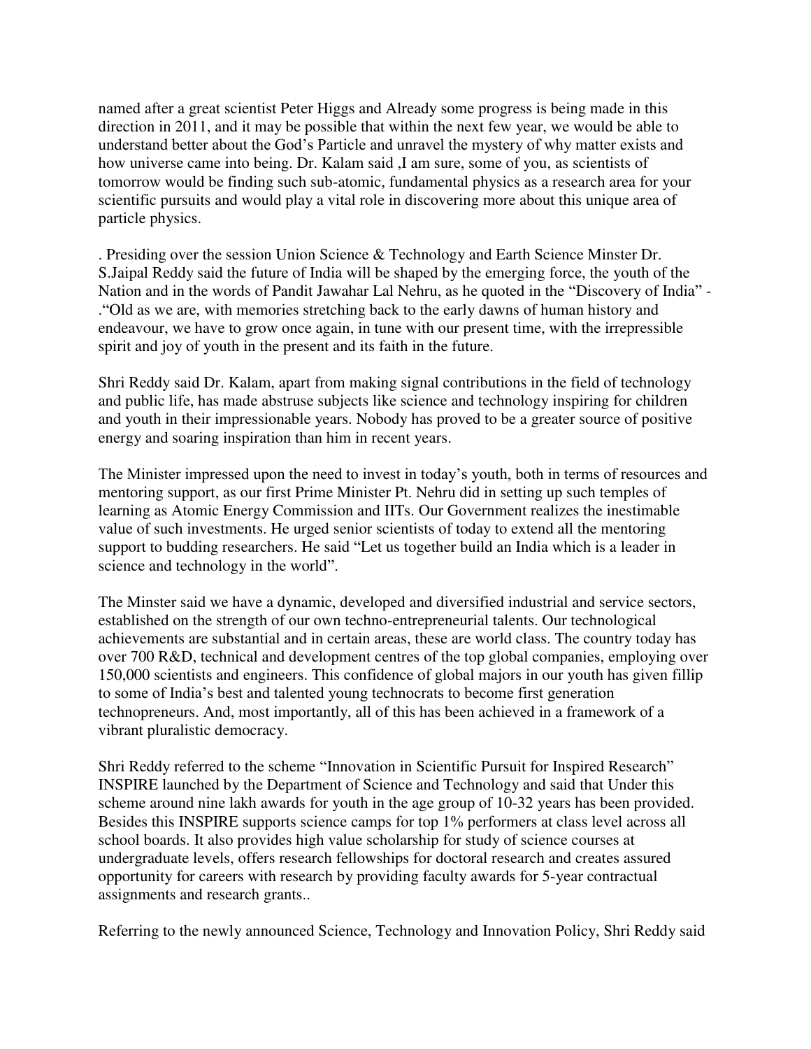named after a great scientist Peter Higgs and Already some progress is being made in this direction in 2011, and it may be possible that within the next few year, we would be able to understand better about the God's Particle and unravel the mystery of why matter exists and how universe came into being. Dr. Kalam said ,I am sure, some of you, as scientists of tomorrow would be finding such sub-atomic, fundamental physics as a research area for your scientific pursuits and would play a vital role in discovering more about this unique area of particle physics.

. Presiding over the session Union Science & Technology and Earth Science Minster Dr. S.Jaipal Reddy said the future of India will be shaped by the emerging force, the youth of the Nation and in the words of Pandit Jawahar Lal Nehru, as he quoted in the "Discovery of India" - ."Old as we are, with memories stretching back to the early dawns of human history and endeavour, we have to grow once again, in tune with our present time, with the irrepressible spirit and joy of youth in the present and its faith in the future.

Shri Reddy said Dr. Kalam, apart from making signal contributions in the field of technology and public life, has made abstruse subjects like science and technology inspiring for children and youth in their impressionable years. Nobody has proved to be a greater source of positive energy and soaring inspiration than him in recent years.

The Minister impressed upon the need to invest in today's youth, both in terms of resources and mentoring support, as our first Prime Minister Pt. Nehru did in setting up such temples of learning as Atomic Energy Commission and IITs. Our Government realizes the inestimable value of such investments. He urged senior scientists of today to extend all the mentoring support to budding researchers. He said "Let us together build an India which is a leader in science and technology in the world".

The Minster said we have a dynamic, developed and diversified industrial and service sectors, established on the strength of our own techno-entrepreneurial talents. Our technological achievements are substantial and in certain areas, these are world class. The country today has over 700 R&D, technical and development centres of the top global companies, employing over 150,000 scientists and engineers. This confidence of global majors in our youth has given fillip to some of India's best and talented young technocrats to become first generation technopreneurs. And, most importantly, all of this has been achieved in a framework of a vibrant pluralistic democracy.

Shri Reddy referred to the scheme "Innovation in Scientific Pursuit for Inspired Research" INSPIRE launched by the Department of Science and Technology and said that Under this scheme around nine lakh awards for youth in the age group of 10-32 years has been provided. Besides this INSPIRE supports science camps for top 1% performers at class level across all school boards. It also provides high value scholarship for study of science courses at undergraduate levels, offers research fellowships for doctoral research and creates assured opportunity for careers with research by providing faculty awards for 5-year contractual assignments and research grants..

Referring to the newly announced Science, Technology and Innovation Policy, Shri Reddy said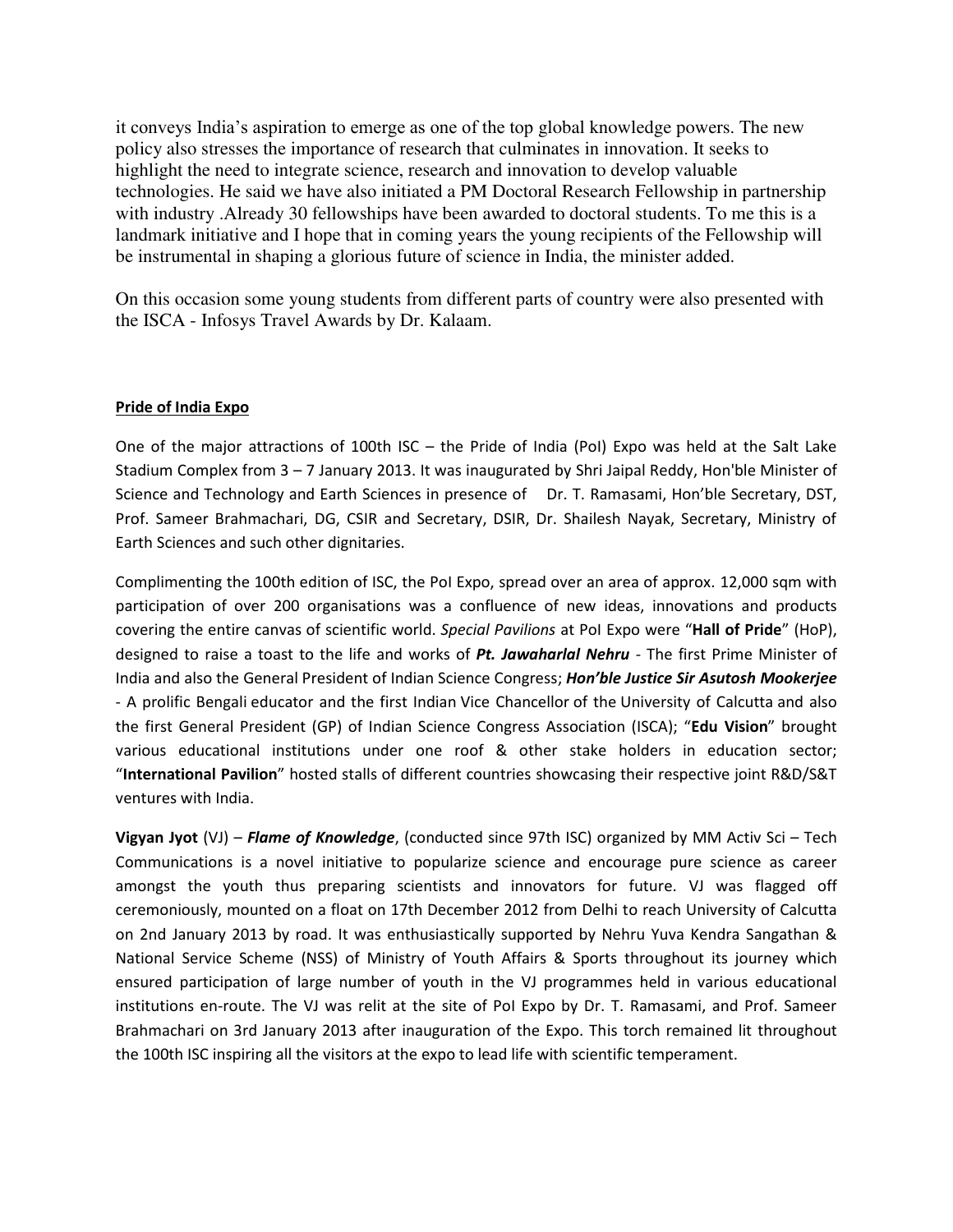it conveys India's aspiration to emerge as one of the top global knowledge powers. The new policy also stresses the importance of research that culminates in innovation. It seeks to highlight the need to integrate science, research and innovation to develop valuable technologies. He said we have also initiated a PM Doctoral Research Fellowship in partnership with industry .Already 30 fellowships have been awarded to doctoral students. To me this is a landmark initiative and I hope that in coming years the young recipients of the Fellowship will be instrumental in shaping a glorious future of science in India, the minister added.

On this occasion some young students from different parts of country were also presented with the ISCA - Infosys Travel Awards by Dr. Kalaam.

**Pride of India Expo**

One of the major attractions of 100th ISC – the Pride of India (PoI) Expo was held at the Salt Lake Stadium Complex from 3 – 7 January 2013. It was inaugurated by Shri Jaipal Reddy, Hon'ble Minister of Science and Technology and Earth Sciences in presence of Dr. T. Ramasami, Hon'ble Secretary, DST, Prof. Sameer Brahmachari, DG, CSIR and Secretary, DSIR, Dr. Shailesh Nayak, Secretary, Ministry of Earth Sciences and such other dignitaries.

Complimenting the 100th edition of ISC, the PoI Expo, spread over an area of approx. 12,000 sqm with participation of over 200 organisations was a confluence of new ideas, innovations and products covering the entire canvas of scientific world. *Special Pavilions* at PoI Expo were "**Hall of Pride**" (HoP), designed to raise a toast to the life and works of ***Pt. Jawaharlal Nehru*** - The first Prime Minister of India and also the General President of Indian Science Congress; ***Hon'ble Justice Sir Asutosh Mookerjee*** - A prolific Bengali educator and the first Indian Vice Chancellor of the University of Calcutta and also the first General President (GP) of Indian Science Congress Association (ISCA); "**Edu Vision**" brought various educational institutions under one roof & other stake holders in education sector; "**International Pavilion**" hosted stalls of different countries showcasing their respective joint R&D/S&T ventures with India.

**Vigyan Jyot** (VJ) – ***Flame of Knowledge***, (conducted since 97th ISC) organized by MM Activ Sci – Tech Communications is a novel initiative to popularize science and encourage pure science as career amongst the youth thus preparing scientists and innovators for future. VJ was flagged off ceremoniously, mounted on a float on 17th December 2012 from Delhi to reach University of Calcutta on 2nd January 2013 by road. It was enthusiastically supported by Nehru Yuva Kendra Sangathan & National Service Scheme (NSS) of Ministry of Youth Affairs & Sports throughout its journey which ensured participation of large number of youth in the VJ programmes held in various educational institutions en-route. The VJ was relit at the site of PoI Expo by Dr. T. Ramasami, and Prof. Sameer Brahmachari on 3rd January 2013 after inauguration of the Expo. This torch remained lit throughout the 100th ISC inspiring all the visitors at the expo to lead life with scientific temperament.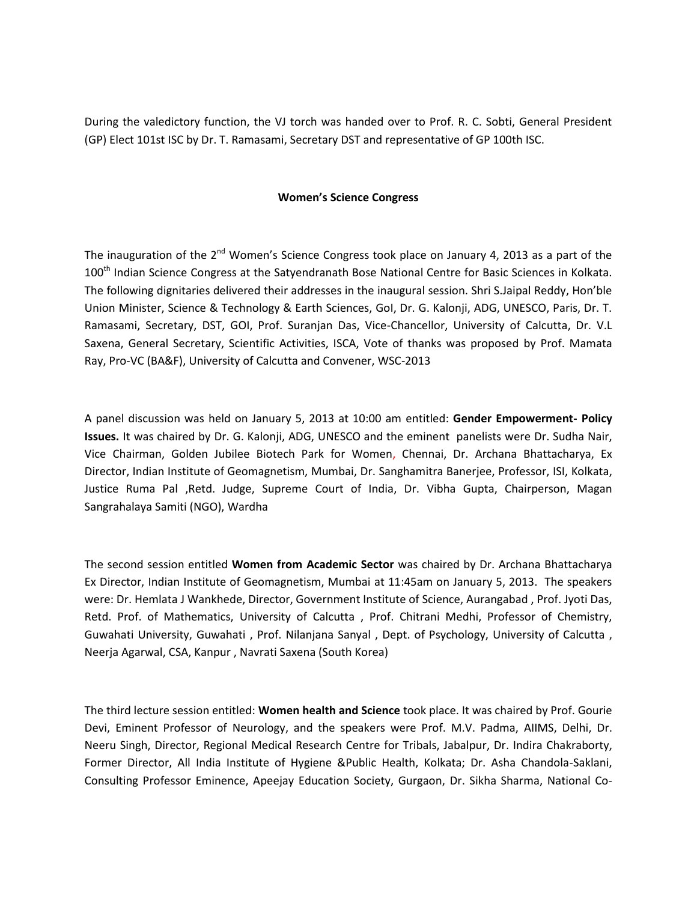During the valedictory function, the VJ torch was handed over to Prof. R. C. Sobti, General President (GP) Elect 101st ISC by Dr. T. Ramasami, Secretary DST and representative of GP 100th ISC.

## Women's Science Congress

The inauguration of the 2nd Women's Science Congress took place on January 4, 2013 as a part of the 100th Indian Science Congress at the Satyendranath Bose National Centre for Basic Sciences in Kolkata. The following dignitaries delivered their addresses in the inaugural session. Shri S.Jaipal Reddy, Hon'ble Union Minister, Science & Technology & Earth Sciences, GoI, Dr. G. Kalonji, ADG, UNESCO, Paris, Dr. T. Ramasami, Secretary, DST, GOI, Prof. Suranjan Das, Vice-Chancellor, University of Calcutta, Dr. V.L Saxena, General Secretary, Scientific Activities, ISCA, Vote of thanks was proposed by Prof. Mamata Ray, Pro-VC (BA&F), University of Calcutta and Convener, WSC-2013

A panel discussion was held on January 5, 2013 at 10:00 am entitled: **Gender Empowerment- Policy Issues.** It was chaired by Dr. G. Kalonji, ADG, UNESCO and the eminent panelists were Dr. Sudha Nair, Vice Chairman, Golden Jubilee Biotech Park for Women, Chennai, Dr. Archana Bhattacharya, Ex Director, Indian Institute of Geomagnetism, Mumbai, Dr. Sanghamitra Banerjee, Professor, ISI, Kolkata, Justice Ruma Pal ,Retd. Judge, Supreme Court of India, Dr. Vibha Gupta, Chairperson, Magan Sangrahalaya Samiti (NGO), Wardha

The second session entitled **Women from Academic Sector** was chaired by Dr. Archana Bhattacharya Ex Director, Indian Institute of Geomagnetism, Mumbai at 11:45am on January 5, 2013. The speakers were: Dr. Hemlata J Wankhede, Director, Government Institute of Science, Aurangabad , Prof. Jyoti Das, Retd. Prof. of Mathematics, University of Calcutta , Prof. Chitrani Medhi, Professor of Chemistry, Guwahati University, Guwahati , Prof. Nilanjana Sanyal , Dept. of Psychology, University of Calcutta , Neerja Agarwal, CSA, Kanpur , Navrati Saxena (South Korea)

The third lecture session entitled: **Women health and Science** took place. It was chaired by Prof. Gourie Devi, Eminent Professor of Neurology, and the speakers were Prof. M.V. Padma, AIIMS, Delhi, Dr. Neeru Singh, Director, Regional Medical Research Centre for Tribals, Jabalpur, Dr. Indira Chakraborty, Former Director, All India Institute of Hygiene &Public Health, Kolkata; Dr. Asha Chandola-Saklani, Consulting Professor Eminence, Apeejay Education Society, Gurgaon, Dr. Sikha Sharma, National Co-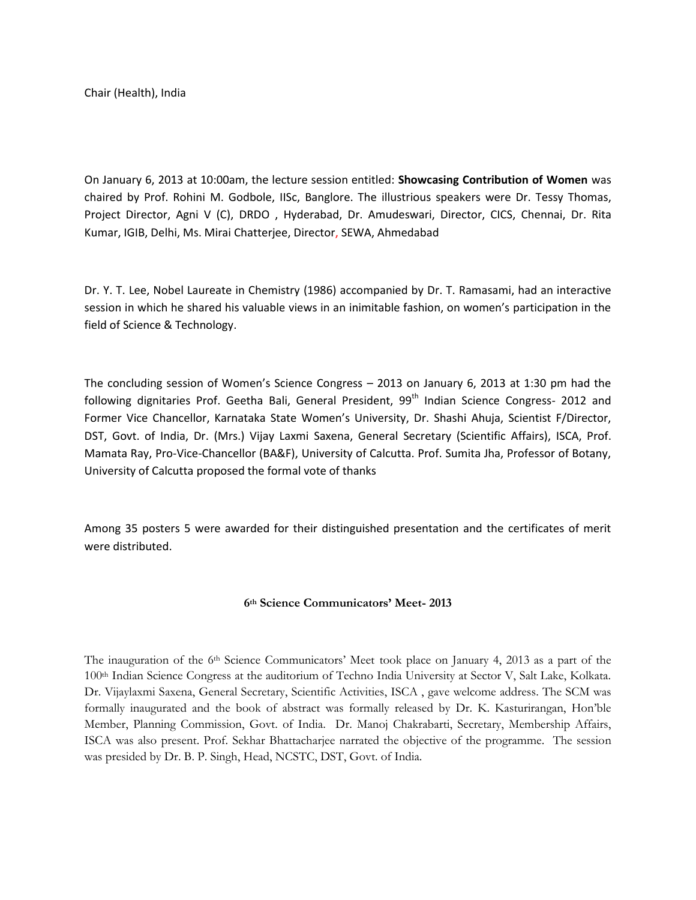Chair (Health), India

On January 6, 2013 at 10:00am, the lecture session entitled: **Showcasing Contribution of Women** was chaired by Prof. Rohini M. Godbole, IISc, Banglore. The illustrious speakers were Dr. Tessy Thomas, Project Director, Agni V (C), DRDO , Hyderabad, Dr. Amudeswari, Director, CICS, Chennai, Dr. Rita Kumar, IGIB, Delhi, Ms. Mirai Chatterjee, Director, SEWA, Ahmedabad

Dr. Y. T. Lee, Nobel Laureate in Chemistry (1986) accompanied by Dr. T. Ramasami, had an interactive session in which he shared his valuable views in an inimitable fashion, on women's participation in the field of Science & Technology.

The concluding session of Women's Science Congress – 2013 on January 6, 2013 at 1:30 pm had the following dignitaries Prof. Geetha Bali, General President, 99th Indian Science Congress- 2012 and Former Vice Chancellor, Karnataka State Women's University, Dr. Shashi Ahuja, Scientist F/Director, DST, Govt. of India, Dr. (Mrs.) Vijay Laxmi Saxena, General Secretary (Scientific Affairs), ISCA, Prof. Mamata Ray, Pro-Vice-Chancellor (BA&F), University of Calcutta. Prof. Sumita Jha, Professor of Botany, University of Calcutta proposed the formal vote of thanks

Among 35 posters 5 were awarded for their distinguished presentation and the certificates of merit were distributed.

### 6th Science Communicators' Meet- 2013

The inauguration of the 6th Science Communicators' Meet took place on January 4, 2013 as a part of the 100th Indian Science Congress at the auditorium of Techno India University at Sector V, Salt Lake, Kolkata. Dr. Vijaylaxmi Saxena, General Secretary, Scientific Activities, ISCA , gave welcome address. The SCM was formally inaugurated and the book of abstract was formally released by Dr. K. Kasturirangan, Hon'ble Member, Planning Commission, Govt. of India. Dr. Manoj Chakrabarti, Secretary, Membership Affairs, ISCA was also present. Prof. Sekhar Bhattacharjee narrated the objective of the programme. The session was presided by Dr. B. P. Singh, Head, NCSTC, DST, Govt. of India.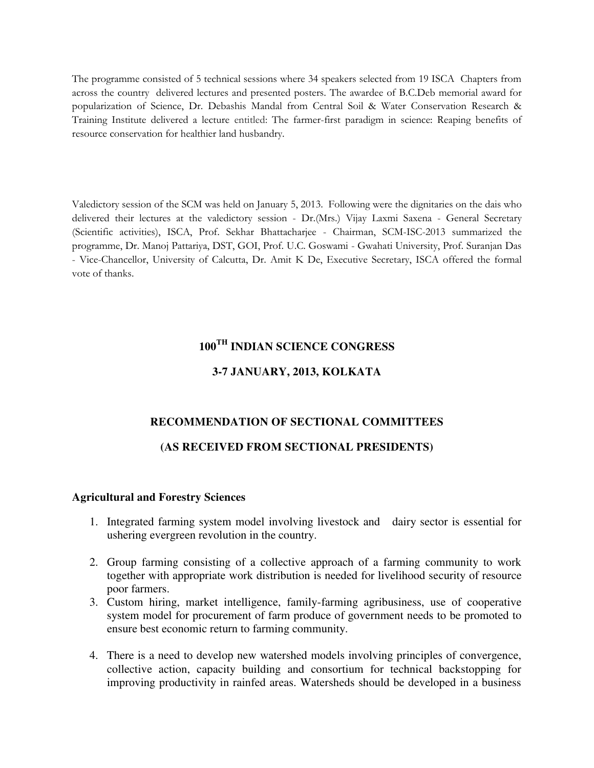The programme consisted of 5 technical sessions where 34 speakers selected from 19 ISCA Chapters from across the country delivered lectures and presented posters. The awardee of B.C.Deb memorial award for popularization of Science, Dr. Debashis Mandal from Central Soil & Water Conservation Research & Training Institute delivered a lecture entitled: The farmer-first paradigm in science: Reaping benefits of resource conservation for healthier land husbandry.

Valedictory session of the SCM was held on January 5, 2013. Following were the dignitaries on the dais who delivered their lectures at the valedictory session - Dr.(Mrs.) Vijay Laxmi Saxena - General Secretary (Scientific activities), ISCA, Prof. Sekhar Bhattacharjee - Chairman, SCM-ISC-2013 summarized the programme, Dr. Manoj Pattariya, DST, GOI, Prof. U.C. Goswami - Gwahati University, Prof. Suranjan Das - Vice-Chancellor, University of Calcutta, Dr. Amit K De, Executive Secretary, ISCA offered the formal vote of thanks.

## 100TH INDIAN SCIENCE CONGRESS

## 3-7 JANUARY, 2013, KOLKATA

## RECOMMENDATION OF SECTIONAL COMMITTEES

## (AS RECEIVED FROM SECTIONAL PRESIDENTS)

### Agricultural and Forestry Sciences

1. Integrated farming system model involving livestock and dairy sector is essential for ushering evergreen revolution in the country.

2. Group farming consisting of a collective approach of a farming community to work together with appropriate work distribution is needed for livelihood security of resource poor farmers.
3. Custom hiring, market intelligence, family-farming agribusiness, use of cooperative system model for procurement of farm produce of government needs to be promoted to ensure best economic return to farming community.

4. There is a need to develop new watershed models involving principles of convergence, collective action, capacity building and consortium for technical backstopping for improving productivity in rainfed areas. Watersheds should be developed in a business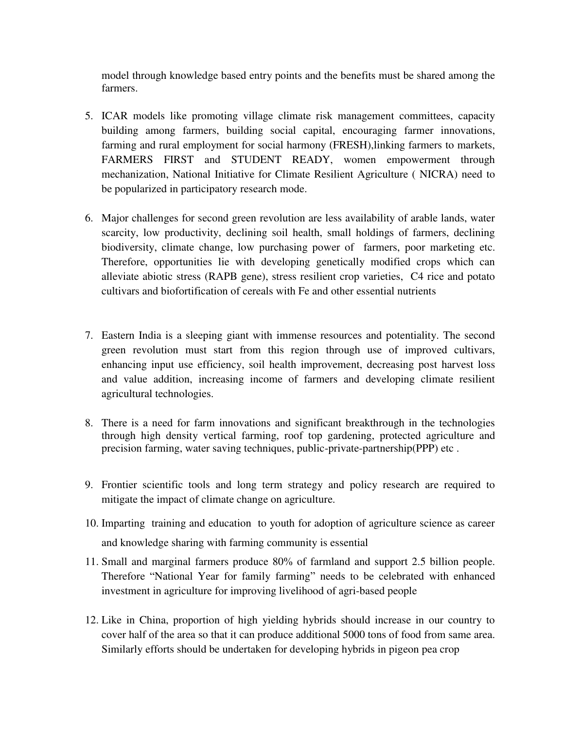model through knowledge based entry points and the benefits must be shared among the farmers.

5. ICAR models like promoting village climate risk management committees, capacity building among farmers, building social capital, encouraging farmer innovations, farming and rural employment for social harmony (FRESH),linking farmers to markets, FARMERS FIRST and STUDENT READY, women empowerment through mechanization, National Initiative for Climate Resilient Agriculture ( NICRA) need to be popularized in participatory research mode.

6. Major challenges for second green revolution are less availability of arable lands, water scarcity, low productivity, declining soil health, small holdings of farmers, declining biodiversity, climate change, low purchasing power of farmers, poor marketing etc. Therefore, opportunities lie with developing genetically modified crops which can alleviate abiotic stress (RAPB gene), stress resilient crop varieties, C4 rice and potato cultivars and biofortification of cereals with Fe and other essential nutrients

7. Eastern India is a sleeping giant with immense resources and potentiality. The second green revolution must start from this region through use of improved cultivars, enhancing input use efficiency, soil health improvement, decreasing post harvest loss and value addition, increasing income of farmers and developing climate resilient agricultural technologies.

8. There is a need for farm innovations and significant breakthrough in the technologies through high density vertical farming, roof top gardening, protected agriculture and precision farming, water saving techniques, public-private-partnership(PPP) etc .

9. Frontier scientific tools and long term strategy and policy research are required to mitigate the impact of climate change on agriculture.

10. Imparting training and education to youth for adoption of agriculture science as career and knowledge sharing with farming community is essential

11. Small and marginal farmers produce 80% of farmland and support 2.5 billion people. Therefore "National Year for family farming" needs to be celebrated with enhanced investment in agriculture for improving livelihood of agri-based people

12. Like in China, proportion of high yielding hybrids should increase in our country to cover half of the area so that it can produce additional 5000 tons of food from same area. Similarly efforts should be undertaken for developing hybrids in pigeon pea crop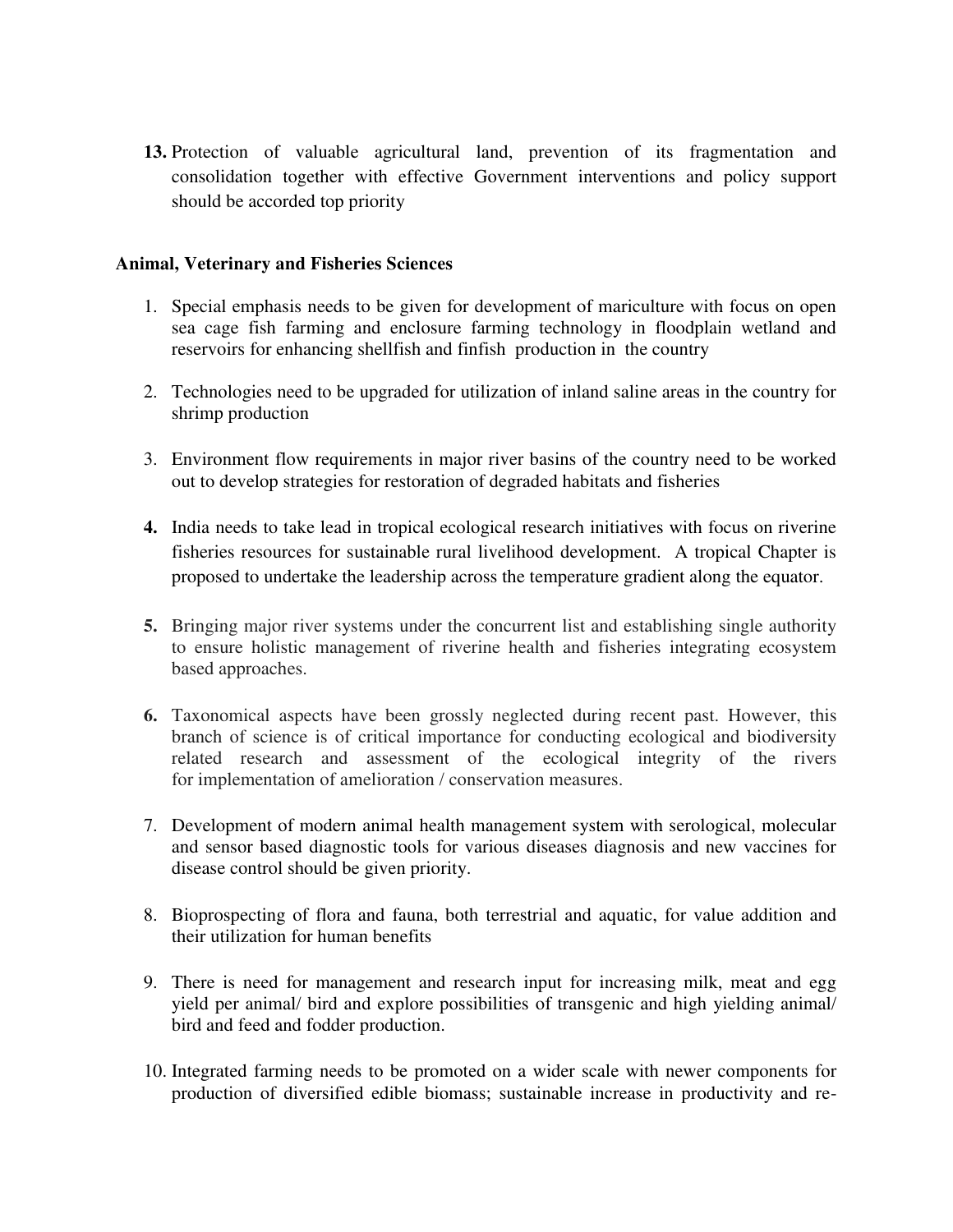13. Protection of valuable agricultural land, prevention of its fragmentation and consolidation together with effective Government interventions and policy support should be accorded top priority

**Animal, Veterinary and Fisheries Sciences**

1. Special emphasis needs to be given for development of mariculture with focus on open sea cage fish farming and enclosure farming technology in floodplain wetland and reservoirs for enhancing shellfish and finfish production in the country

2. Technologies need to be upgraded for utilization of inland saline areas in the country for shrimp production

3. Environment flow requirements in major river basins of the country need to be worked out to develop strategies for restoration of degraded habitats and fisheries

4. India needs to take lead in tropical ecological research initiatives with focus on riverine fisheries resources for sustainable rural livelihood development. A tropical Chapter is proposed to undertake the leadership across the temperature gradient along the equator.

5. Bringing major river systems under the concurrent list and establishing single authority to ensure holistic management of riverine health and fisheries integrating ecosystem based approaches.

6. Taxonomical aspects have been grossly neglected during recent past. However, this branch of science is of critical importance for conducting ecological and biodiversity related research and assessment of the ecological integrity of the rivers for implementation of amelioration / conservation measures.

7. Development of modern animal health management system with serological, molecular and sensor based diagnostic tools for various diseases diagnosis and new vaccines for disease control should be given priority.

8. Bioprospecting of flora and fauna, both terrestrial and aquatic, for value addition and their utilization for human benefits

9. There is need for management and research input for increasing milk, meat and egg yield per animal/ bird and explore possibilities of transgenic and high yielding animal/ bird and feed and fodder production.

10. Integrated farming needs to be promoted on a wider scale with newer components for production of diversified edible biomass; sustainable increase in productivity and re-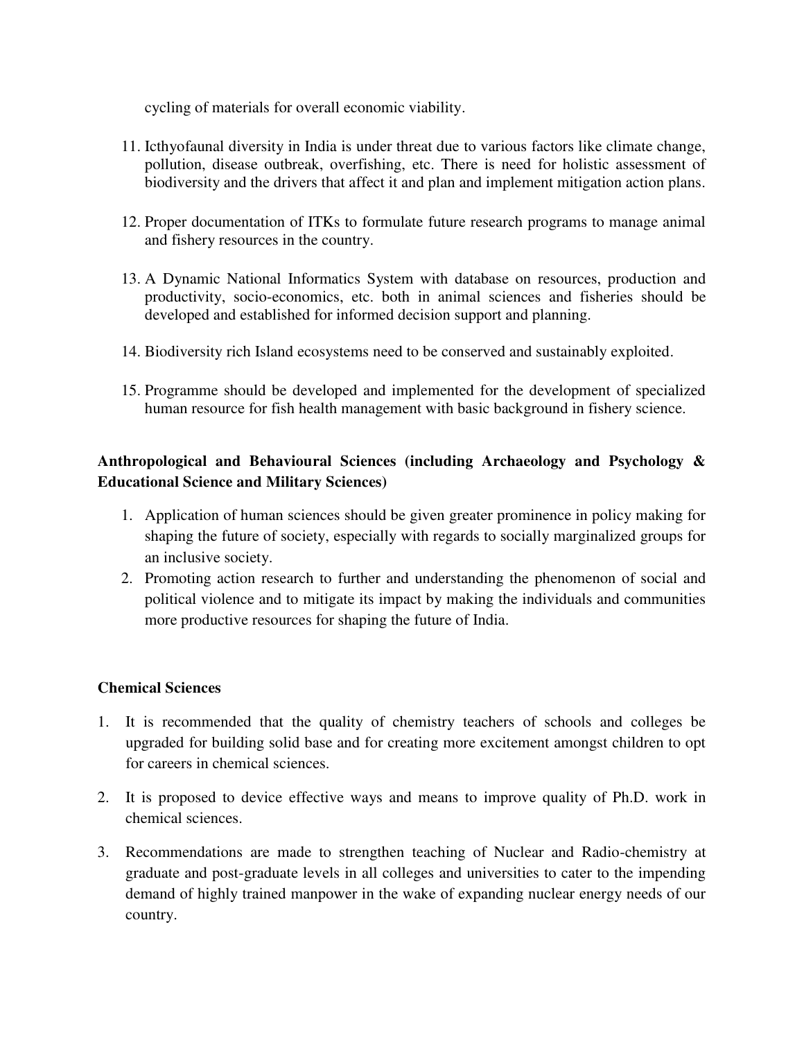cycling of materials for overall economic viability.

11. Icthyofaunal diversity in India is under threat due to various factors like climate change, pollution, disease outbreak, overfishing, etc. There is need for holistic assessment of biodiversity and the drivers that affect it and plan and implement mitigation action plans.

12. Proper documentation of ITKs to formulate future research programs to manage animal and fishery resources in the country.

13. A Dynamic National Informatics System with database on resources, production and productivity, socio-economics, etc. both in animal sciences and fisheries should be developed and established for informed decision support and planning.

14. Biodiversity rich Island ecosystems need to be conserved and sustainably exploited.

15. Programme should be developed and implemented for the development of specialized human resource for fish health management with basic background in fishery science.

**Anthropological and Behavioural Sciences (including Archaeology and Psychology & Educational Science and Military Sciences)**

1. Application of human sciences should be given greater prominence in policy making for shaping the future of society, especially with regards to socially marginalized groups for an inclusive society.
2. Promoting action research to further and understanding the phenomenon of social and political violence and to mitigate its impact by making the individuals and communities more productive resources for shaping the future of India.

**Chemical Sciences**

1. It is recommended that the quality of chemistry teachers of schools and colleges be upgraded for building solid base and for creating more excitement amongst children to opt for careers in chemical sciences.

2. It is proposed to device effective ways and means to improve quality of Ph.D. work in chemical sciences.

3. Recommendations are made to strengthen teaching of Nuclear and Radio-chemistry at graduate and post-graduate levels in all colleges and universities to cater to the impending demand of highly trained manpower in the wake of expanding nuclear energy needs of our country.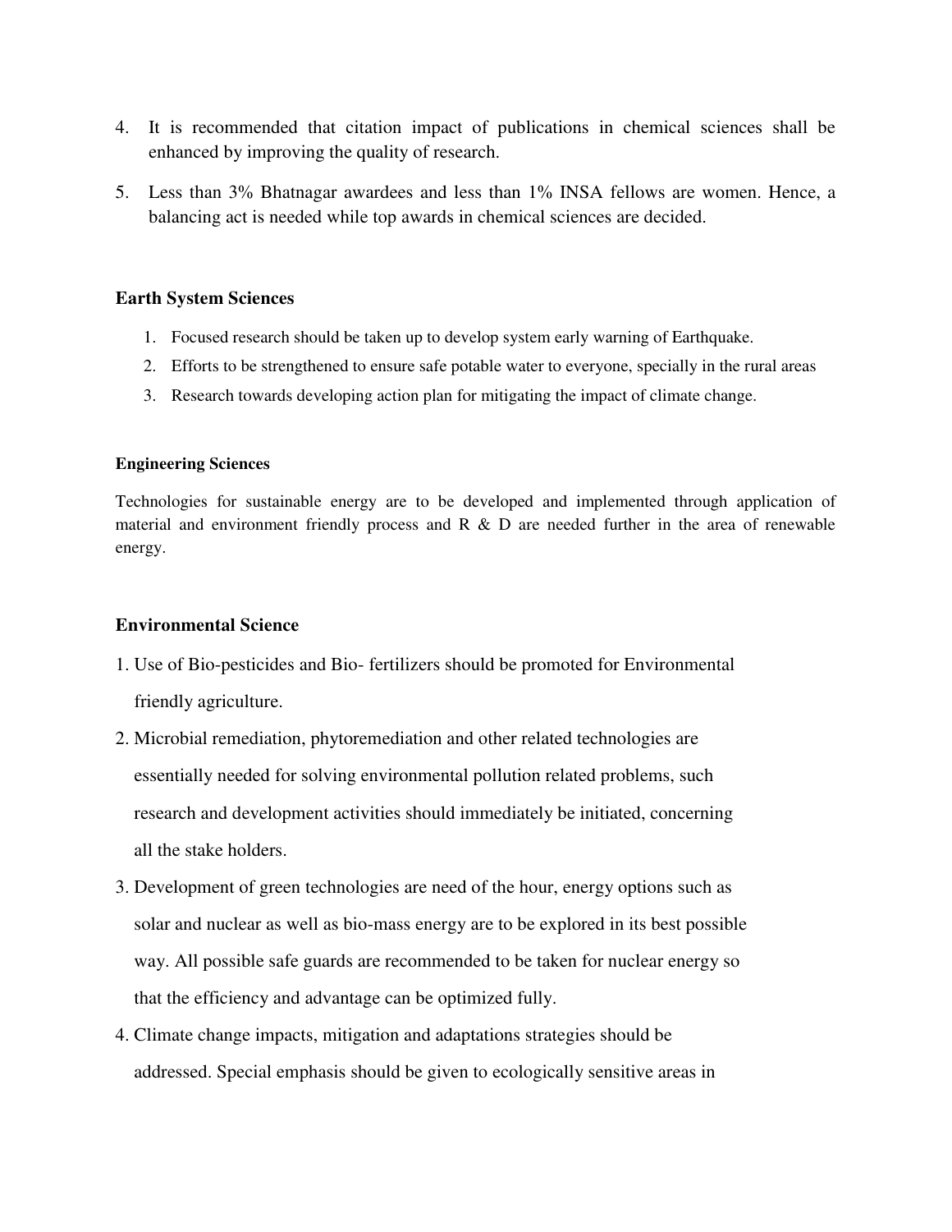4. It is recommended that citation impact of publications in chemical sciences shall be enhanced by improving the quality of research.
5. Less than 3% Bhatnagar awardees and less than 1% INSA fellows are women. Hence, a balancing act is needed while top awards in chemical sciences are decided.

### Earth System Sciences

1. Focused research should be taken up to develop system early warning of Earthquake.
2. Efforts to be strengthened to ensure safe potable water to everyone, specially in the rural areas
3. Research towards developing action plan for mitigating the impact of climate change.

### Engineering Sciences

Technologies for sustainable energy are to be developed and implemented through application of material and environment friendly process and R & D are needed further in the area of renewable energy.

### Environmental Science

1. Use of Bio-pesticides and Bio- fertilizers should be promoted for Environmental friendly agriculture.
2. Microbial remediation, phytoremediation and other related technologies are essentially needed for solving environmental pollution related problems, such research and development activities should immediately be initiated, concerning all the stake holders.
3. Development of green technologies are need of the hour, energy options such as solar and nuclear as well as bio-mass energy are to be explored in its best possible way. All possible safe guards are recommended to be taken for nuclear energy so that the efficiency and advantage can be optimized fully.
4. Climate change impacts, mitigation and adaptations strategies should be addressed. Special emphasis should be given to ecologically sensitive areas in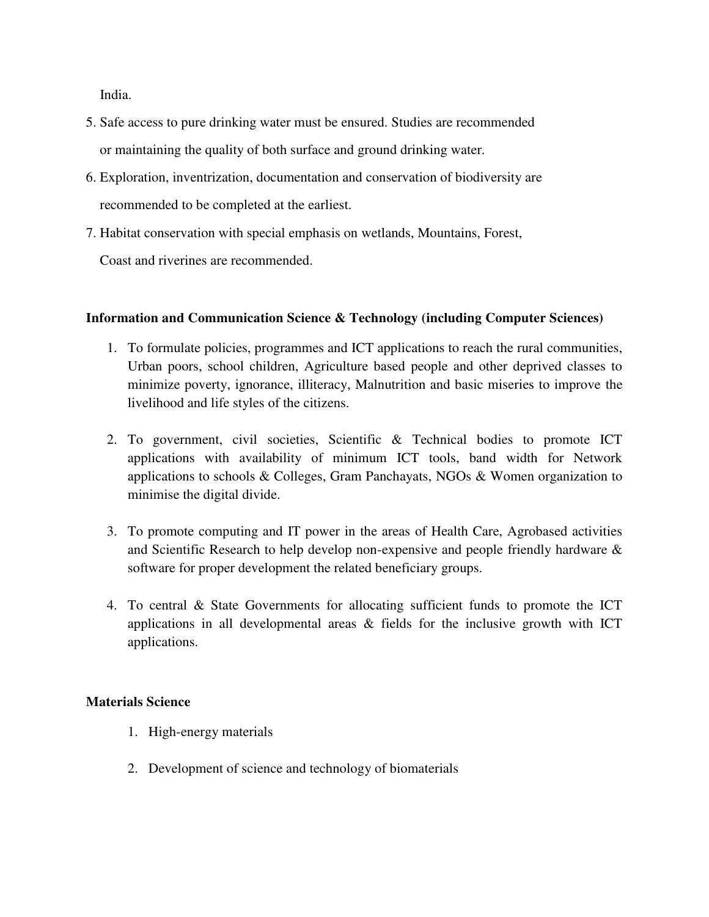India.

5. Safe access to pure drinking water must be ensured. Studies are recommended or maintaining the quality of both surface and ground drinking water.
6. Exploration, inventrization, documentation and conservation of biodiversity are recommended to be completed at the earliest.
7. Habitat conservation with special emphasis on wetlands, Mountains, Forest, Coast and riverines are recommended.

**Information and Communication Science & Technology (including Computer Sciences)**

1. To formulate policies, programmes and ICT applications to reach the rural communities, Urban poors, school children, Agriculture based people and other deprived classes to minimize poverty, ignorance, illiteracy, Malnutrition and basic miseries to improve the livelihood and life styles of the citizens.

2. To government, civil societies, Scientific & Technical bodies to promote ICT applications with availability of minimum ICT tools, band width for Network applications to schools & Colleges, Gram Panchayats, NGOs & Women organization to minimise the digital divide.

3. To promote computing and IT power in the areas of Health Care, Agrobased activities and Scientific Research to help develop non-expensive and people friendly hardware & software for proper development the related beneficiary groups.

4. To central & State Governments for allocating sufficient funds to promote the ICT applications in all developmental areas & fields for the inclusive growth with ICT applications.

**Materials Science**

1. High-energy materials

2. Development of science and technology of biomaterials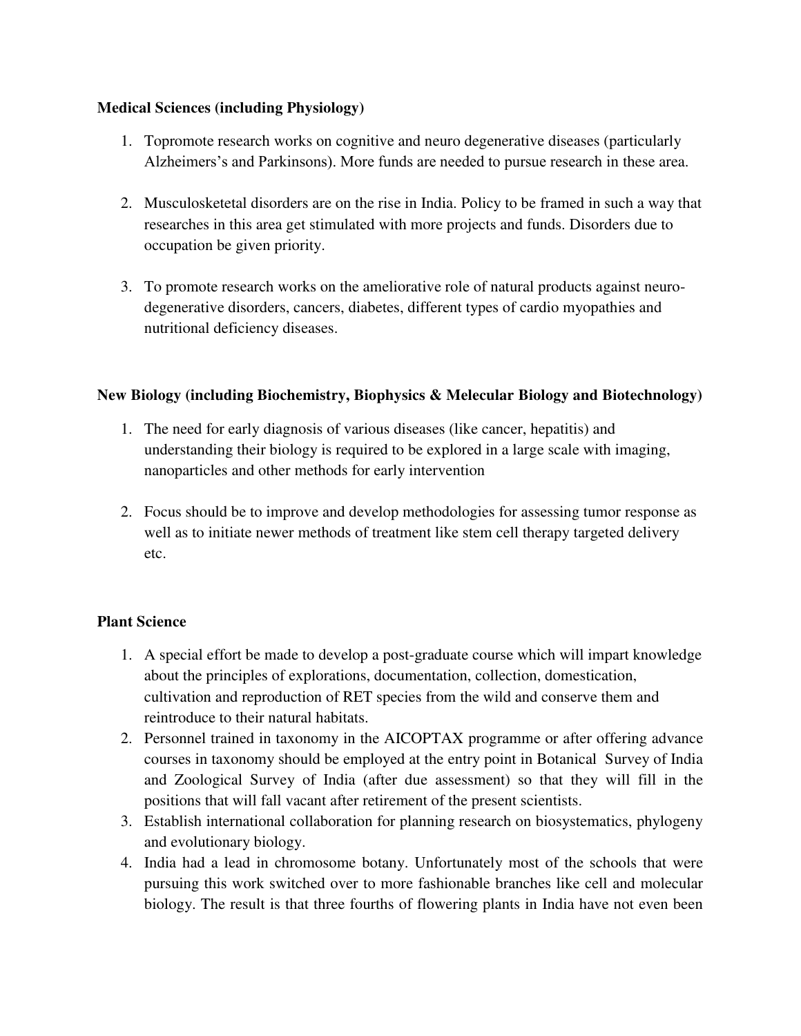**Medical Sciences (including Physiology)**

1. Topromote research works on cognitive and neuro degenerative diseases (particularly Alzheimers's and Parkinsons). More funds are needed to pursue research in these area.

2. Musculosketetal disorders are on the rise in India. Policy to be framed in such a way that researches in this area get stimulated with more projects and funds. Disorders due to occupation be given priority.

3. To promote research works on the ameliorative role of natural products against neuro-degenerative disorders, cancers, diabetes, different types of cardio myopathies and nutritional deficiency diseases.

**New Biology (including Biochemistry, Biophysics & Melecular Biology and Biotechnology)**

1. The need for early diagnosis of various diseases (like cancer, hepatitis) and understanding their biology is required to be explored in a large scale with imaging, nanoparticles and other methods for early intervention

2. Focus should be to improve and develop methodologies for assessing tumor response as well as to initiate newer methods of treatment like stem cell therapy targeted delivery etc.

**Plant Science**

1. A special effort be made to develop a post-graduate course which will impart knowledge about the principles of explorations, documentation, collection, domestication, cultivation and reproduction of RET species from the wild and conserve them and reintroduce to their natural habitats.
2. Personnel trained in taxonomy in the AICOPTAX programme or after offering advance courses in taxonomy should be employed at the entry point in Botanical Survey of India and Zoological Survey of India (after due assessment) so that they will fill in the positions that will fall vacant after retirement of the present scientists.
3. Establish international collaboration for planning research on biosystematics, phylogeny and evolutionary biology.
4. India had a lead in chromosome botany. Unfortunately most of the schools that were pursuing this work switched over to more fashionable branches like cell and molecular biology. The result is that three fourths of flowering plants in India have not even been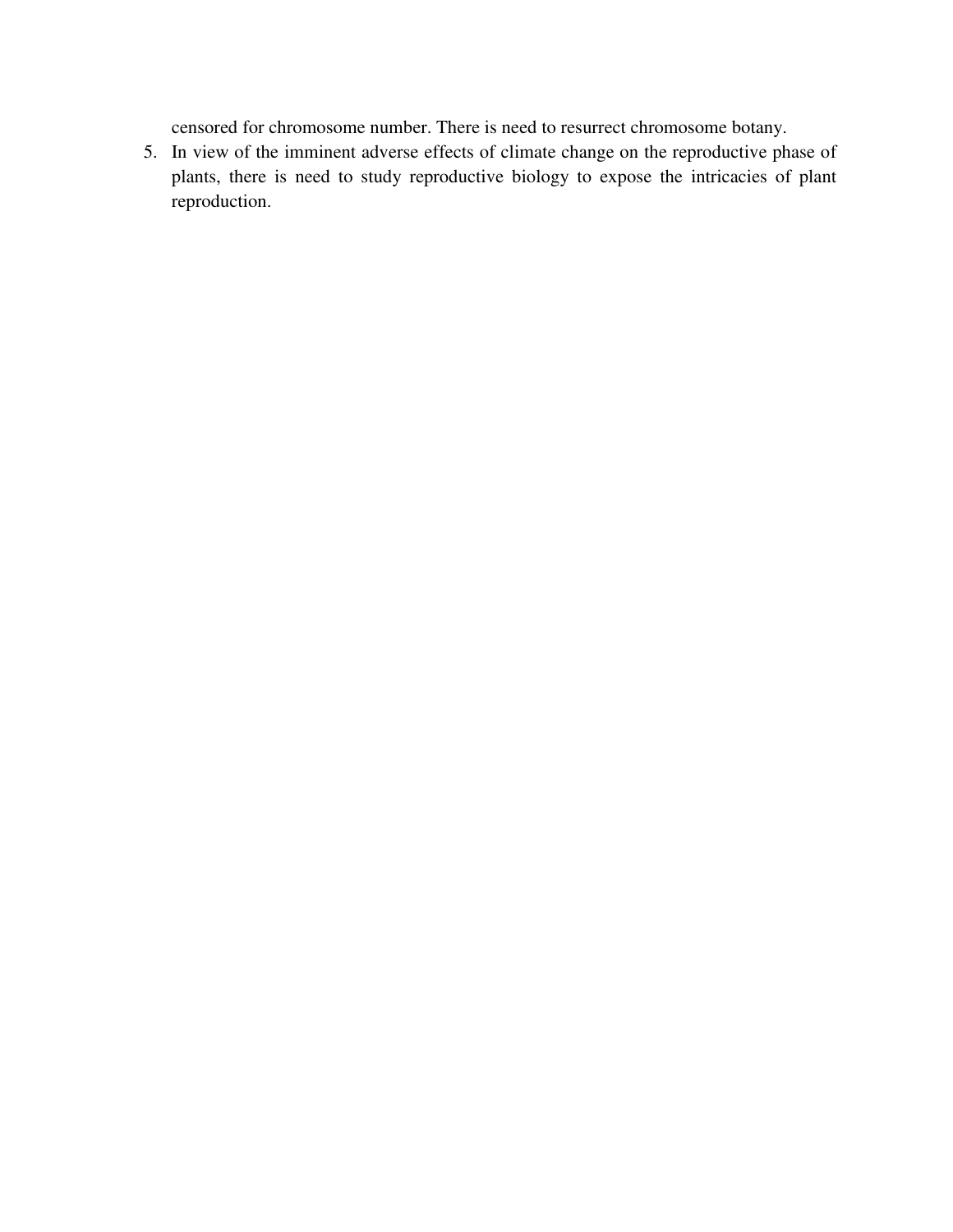censored for chromosome number. There is need to resurrect chromosome botany.

5. In view of the imminent adverse effects of climate change on the reproductive phase of plants, there is need to study reproductive biology to expose the intricacies of plant reproduction.